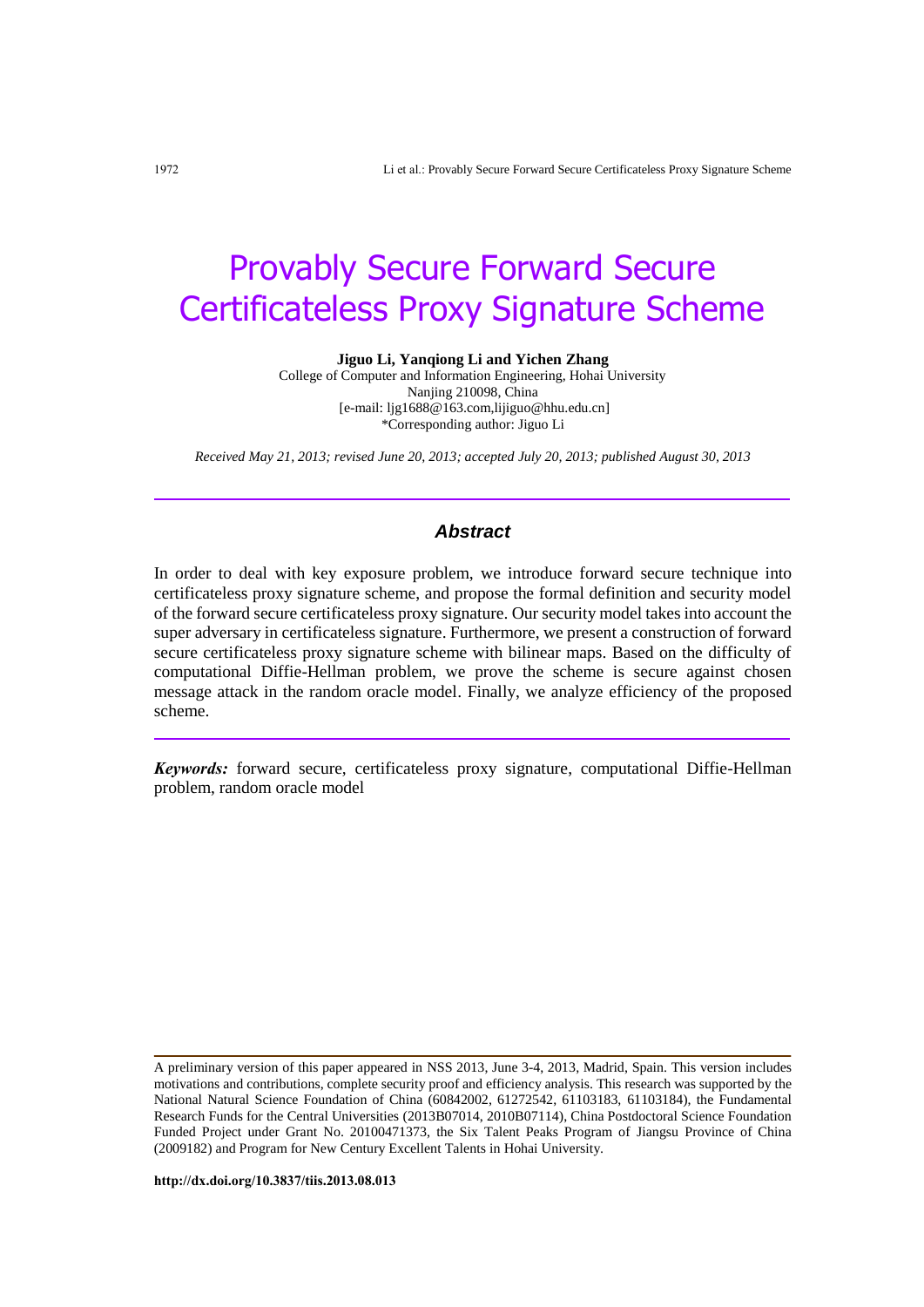# Provably Secure Forward Secure Certificateless Proxy Signature Scheme

**Jiguo Li, Yanqiong Li and Yichen Zhang**
College of Computer and Information Engineering, Hohai University
Nanjing 210098, China
[e-mail: ljg1688@163.com,lijiguo@hhu.edu.cn]
*Corresponding author: Jiguo Li

*Received May 21, 2013; revised June 20, 2013; accepted July 20, 2013; published August 30, 2013*

---

### *Abstract*

In order to deal with key exposure problem, we introduce forward secure technique into certificateless proxy signature scheme, and propose the formal definition and security model of the forward secure certificateless proxy signature. Our security model takes into account the super adversary in certificateless signature. Furthermore, we present a construction of forward secure certificateless proxy signature scheme with bilinear maps. Based on the difficulty of computational Diffie-Hellman problem, we prove the scheme is secure against chosen message attack in the random oracle model. Finally, we analyze efficiency of the proposed scheme.

---

***Keywords:*** forward secure, certificateless proxy signature, computational Diffie-Hellman problem, random oracle model

---

A preliminary version of this paper appeared in NSS 2013, June 3-4, 2013, Madrid, Spain. This version includes motivations and contributions, complete security proof and efficiency analysis. This research was supported by the National Natural Science Foundation of China (60842002, 61272542, 61103183, 61103184), the Fundamental Research Funds for the Central Universities (2013B07014, 2010B07114), China Postdoctoral Science Foundation Funded Project under Grant No. 20100471373, the Six Talent Peaks Program of Jiangsu Province of China (2009182) and Program for New Century Excellent Talents in Hohai University.

**http://dx.doi.org/10.3837/tiis.2013.08.013**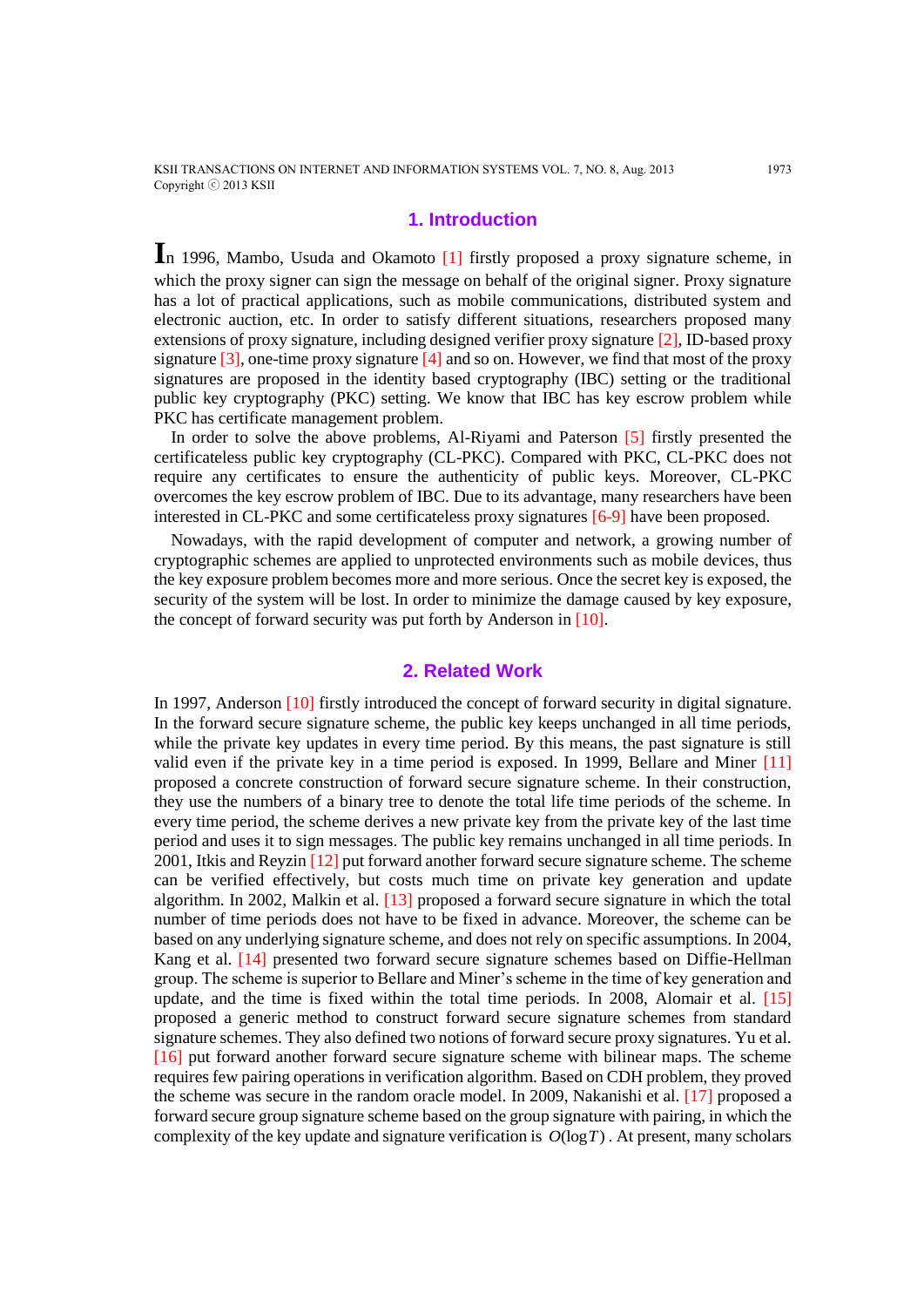## 1. Introduction

In 1996, Mambo, Usuda and Okamoto [1] firstly proposed a proxy signature scheme, in which the proxy signer can sign the message on behalf of the original signer. Proxy signature has a lot of practical applications, such as mobile communications, distributed system and electronic auction, etc. In order to satisfy different situations, researchers proposed many extensions of proxy signature, including designed verifier proxy signature [2], ID-based proxy signature [3], one-time proxy signature [4] and so on. However, we find that most of the proxy signatures are proposed in the identity based cryptography (IBC) setting or the traditional public key cryptography (PKC) setting. We know that IBC has key escrow problem while PKC has certificate management problem.

In order to solve the above problems, Al-Riyami and Paterson [5] firstly presented the certificateless public key cryptography (CL-PKC). Compared with PKC, CL-PKC does not require any certificates to ensure the authenticity of public keys. Moreover, CL-PKC overcomes the key escrow problem of IBC. Due to its advantage, many researchers have been interested in CL-PKC and some certificateless proxy signatures [6-9] have been proposed.

Nowadays, with the rapid development of computer and network, a growing number of cryptographic schemes are applied to unprotected environments such as mobile devices, thus the key exposure problem becomes more and more serious. Once the secret key is exposed, the security of the system will be lost. In order to minimize the damage caused by key exposure, the concept of forward security was put forth by Anderson in [10].

## 2. Related Work

In 1997, Anderson [10] firstly introduced the concept of forward security in digital signature. In the forward secure signature scheme, the public key keeps unchanged in all time periods, while the private key updates in every time period. By this means, the past signature is still valid even if the private key in a time period is exposed. In 1999, Bellare and Miner [11] proposed a concrete construction of forward secure signature scheme. In their construction, they use the numbers of a binary tree to denote the total life time periods of the scheme. In every time period, the scheme derives a new private key from the private key of the last time period and uses it to sign messages. The public key remains unchanged in all time periods. In 2001, Itkis and Reyzin [12] put forward another forward secure signature scheme. The scheme can be verified effectively, but costs much time on private key generation and update algorithm. In 2002, Malkin et al. [13] proposed a forward secure signature in which the total number of time periods does not have to be fixed in advance. Moreover, the scheme can be based on any underlying signature scheme, and does not rely on specific assumptions. In 2004, Kang et al. [14] presented two forward secure signature schemes based on Diffie-Hellman group. The scheme is superior to Bellare and Miner's scheme in the time of key generation and update, and the time is fixed within the total time periods. In 2008, Alomair et al. [15] proposed a generic method to construct forward secure signature schemes from standard signature schemes. They also defined two notions of forward secure proxy signatures. Yu et al. [16] put forward another forward secure signature scheme with bilinear maps. The scheme requires few pairing operations in verification algorithm. Based on CDH problem, they proved the scheme was secure in the random oracle model. In 2009, Nakanishi et al. [17] proposed a forward secure group signature scheme based on the group signature with pairing, in which the complexity of the key update and signature verification is $O(\log T)$. At present, many scholars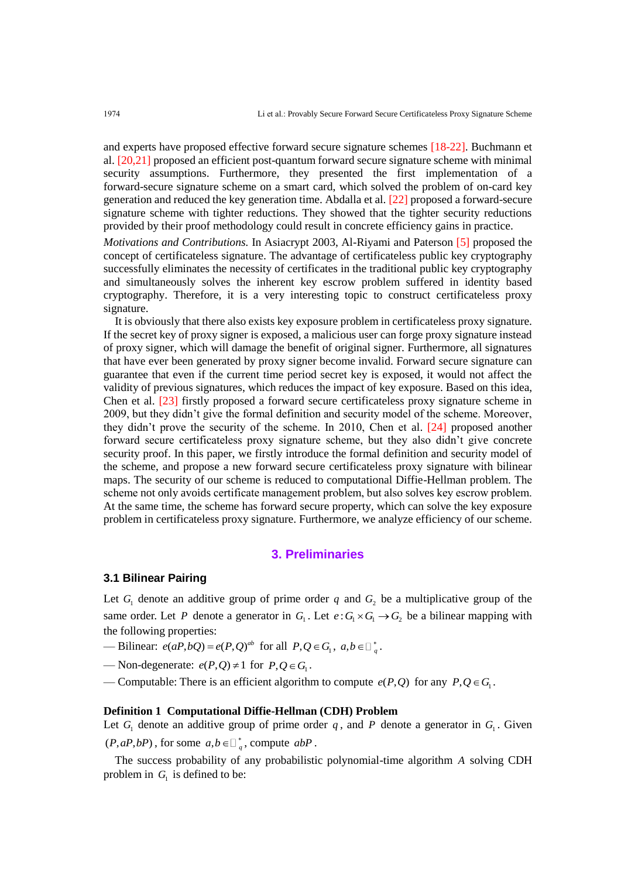and experts have proposed effective forward secure signature schemes [18-22]. Buchmann et al. [20,21] proposed an efficient post-quantum forward secure signature scheme with minimal security assumptions. Furthermore, they presented the first implementation of a forward-secure signature scheme on a smart card, which solved the problem of on-card key generation and reduced the key generation time. Abdalla et al. [22] proposed a forward-secure signature scheme with tighter reductions. They showed that the tighter security reductions provided by their proof methodology could result in concrete efficiency gains in practice.

*Motivations and Contributions.* In Asiacrypt 2003, Al-Riyami and Paterson [5] proposed the concept of certificateless signature. The advantage of certificateless public key cryptography successfully eliminates the necessity of certificates in the traditional public key cryptography and simultaneously solves the inherent key escrow problem suffered in identity based cryptography. Therefore, it is a very interesting topic to construct certificateless proxy signature.

It is obviously that there also exists key exposure problem in certificateless proxy signature. If the secret key of proxy signer is exposed, a malicious user can forge proxy signature instead of proxy signer, which will damage the benefit of original signer. Furthermore, all signatures that have ever been generated by proxy signer become invalid. Forward secure signature can guarantee that even if the current time period secret key is exposed, it would not affect the validity of previous signatures, which reduces the impact of key exposure. Based on this idea, Chen et al. [23] firstly proposed a forward secure certificateless proxy signature scheme in 2009, but they didn't give the formal definition and security model of the scheme. Moreover, they didn't prove the security of the scheme. In 2010, Chen et al. [24] proposed another forward secure certificateless proxy signature scheme, but they also didn't give concrete security proof. In this paper, we firstly introduce the formal definition and security model of the scheme, and propose a new forward secure certificateless proxy signature with bilinear maps. The security of our scheme is reduced to computational Diffie-Hellman problem. The scheme not only avoids certificate management problem, but also solves key escrow problem. At the same time, the scheme has forward secure property, which can solve the key exposure problem in certificateless proxy signature. Furthermore, we analyze efficiency of our scheme.

## 3. Preliminaries

### 3.1 Bilinear Pairing

Let $G_1$ denote an additive group of prime order $q$ and $G_2$ be a multiplicative group of the same order. Let $P$ denote a generator in $G_1$. Let $e: G_1 \times G_1 \to G_2$ be a bilinear mapping with the following properties:

— Bilinear: $e(aP, bQ) = e(P,Q)^{ab}$ for all $P, Q \in G_1$, $a, b \in \mathbb{Z}_q^*$.

— Non-degenerate: $e(P,Q) \neq 1$ for $P, Q \in G_1$.

— Computable: There is an efficient algorithm to compute $e(P,Q)$ for any $P, Q \in G_1$.

**Definition 1 Computational Diffie-Hellman (CDH) Problem**
Let $G_1$ denote an additive group of prime order $q$, and $P$ denote a generator in $G_1$. Given $(P, aP, bP)$, for some $a, b \in \mathbb{Z}_q^*$, compute $abP$.

The success probability of any probabilistic polynomial-time algorithm $A$ solving CDH problem in $G_1$ is defined to be: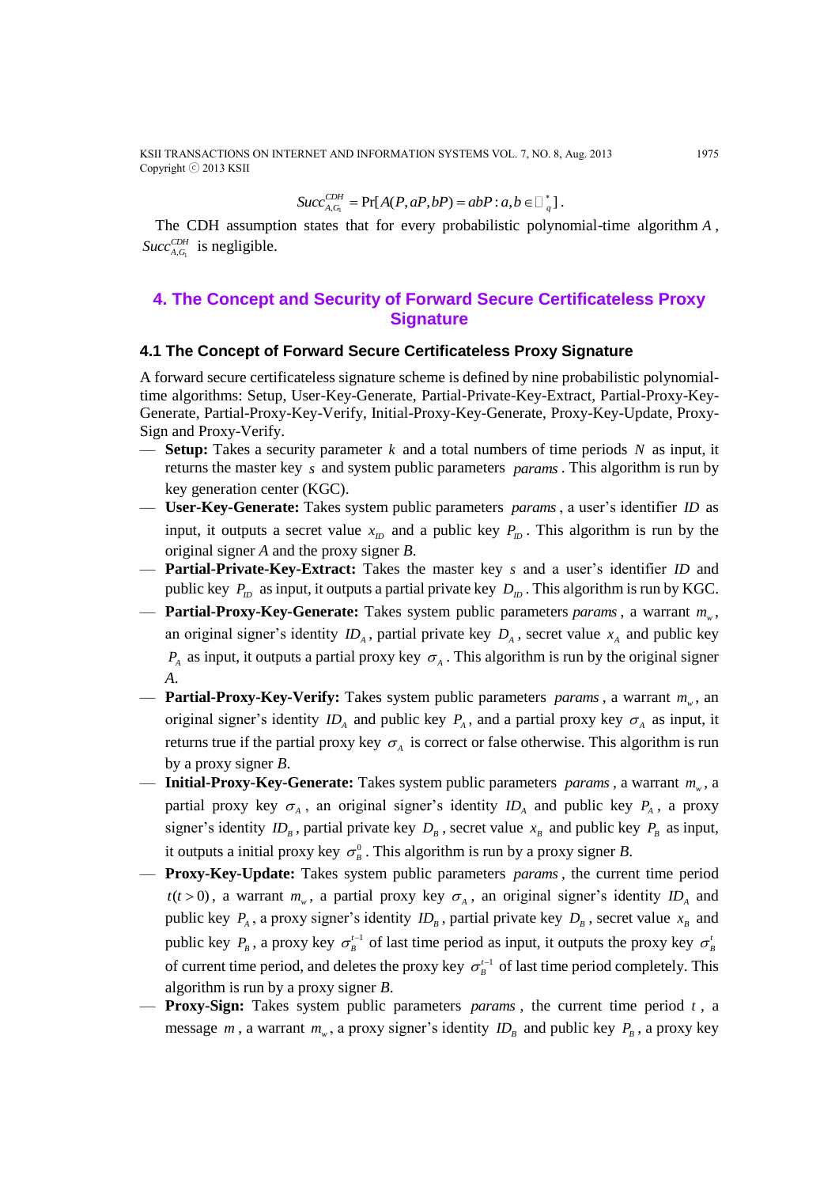$$Succ_{A,G_1}^{CDH} = \Pr[A(P,aP,bP) = abP : a,b \in \mathbb{Z}_q^*].$$

The CDH assumption states that for every probabilistic polynomial-time algorithm $A$, $Succ_{A,G_1}^{CDH}$ is negligible.

## 4. The Concept and Security of Forward Secure Certificateless Proxy Signature

### 4.1 The Concept of Forward Secure Certificateless Proxy Signature

A forward secure certificateless signature scheme is defined by nine probabilistic polynomial-time algorithms: Setup, User-Key-Generate, Partial-Private-Key-Extract, Partial-Proxy-Key-Generate, Partial-Proxy-Key-Verify, Initial-Proxy-Key-Generate, Proxy-Key-Update, Proxy-Sign and Proxy-Verify.

- **Setup:** Takes a security parameter $k$ and a total numbers of time periods $N$ as input, it returns the master key $s$ and system public parameters $params$. This algorithm is run by key generation center (KGC).
- **User-Key-Generate:** Takes system public parameters $params$, a user's identifier $ID$ as input, it outputs a secret value $x_{ID}$ and a public key $P_{ID}$. This algorithm is run by the original signer *A* and the proxy signer *B*.
- **Partial-Private-Key-Extract:** Takes the master key $s$ and a user's identifier $ID$ and public key $P_{ID}$ as input, it outputs a partial private key $D_{ID}$. This algorithm is run by KGC.
- **Partial-Proxy-Key-Generate:** Takes system public parameters $params$, a warrant $m_w$, an original signer's identity $ID_A$, partial private key $D_A$, secret value $x_A$ and public key $P_A$ as input, it outputs a partial proxy key $\sigma_A$. This algorithm is run by the original signer *A*.
- **Partial-Proxy-Key-Verify:** Takes system public parameters $params$, a warrant $m_w$, an original signer's identity $ID_A$ and public key $P_A$, and a partial proxy key $\sigma_A$ as input, it returns true if the partial proxy key $\sigma_A$ is correct or false otherwise. This algorithm is run by a proxy signer *B*.
- **Initial-Proxy-Key-Generate:** Takes system public parameters $params$, a warrant $m_w$, a partial proxy key $\sigma_A$, an original signer's identity $ID_A$ and public key $P_A$, a proxy signer's identity $ID_B$, partial private key $D_B$, secret value $x_B$ and public key $P_B$ as input, it outputs a initial proxy key $\sigma_B^0$. This algorithm is run by a proxy signer *B*.
- **Proxy-Key-Update:** Takes system public parameters $params$, the current time period $t(t>0)$, a warrant $m_w$, a partial proxy key $\sigma_A$, an original signer's identity $ID_A$ and public key $P_A$, a proxy signer's identity $ID_B$, partial private key $D_B$, secret value $x_B$ and public key $P_B$, a proxy key $\sigma_B^{t-1}$ of last time period as input, it outputs the proxy key $\sigma_B^t$ of current time period, and deletes the proxy key $\sigma_B^{t-1}$ of last time period completely. This algorithm is run by a proxy signer *B*.
- **Proxy-Sign:** Takes system public parameters $params$, the current time period $t$, a message $m$, a warrant $m_w$, a proxy signer's identity $ID_B$ and public key $P_B$, a proxy key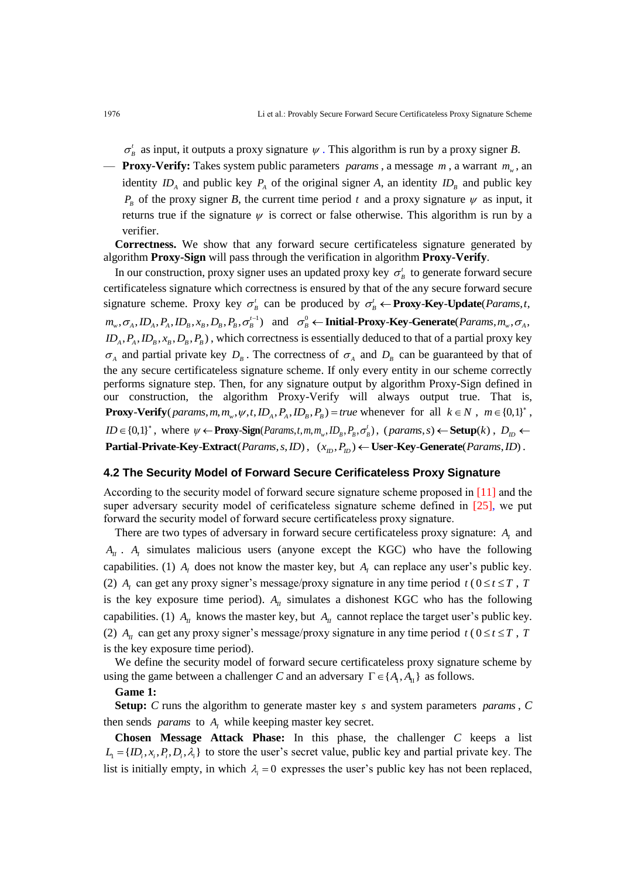$\sigma_B^t$ as input, it outputs a proxy signature $\psi$. This algorithm is run by a proxy signer *B*.

— **Proxy-Verify:** Takes system public parameters $params$, a message $m$, a warrant $m_w$, an identity $ID_A$ and public key $P_A$ of the original signer *A*, an identity $ID_B$ and public key $P_B$ of the proxy signer *B*, the current time period $t$ and a proxy signature $\psi$ as input, it returns true if the signature $\psi$ is correct or false otherwise. This algorithm is run by a verifier.

**Correctness.** We show that any forward secure certificateless signature generated by algorithm **Proxy-Sign** will pass through the verification in algorithm **Proxy-Verify**.

In our construction, proxy signer uses an updated proxy key $\sigma_B^t$ to generate forward secure certificateless signature which correctness is ensured by that of the any secure forward secure signature scheme. Proxy key $\sigma_B^t$ can be produced by $\sigma_B^t \leftarrow$ **Proxy-Key-Update**$(Params, t, m_w, \sigma_A, ID_A, P_A, ID_B, x_B, D_B, P_B, \sigma_B^{t-1})$ and $\sigma_B^0 \leftarrow$ **Initial-Proxy-Key-Generate**$(Params, m_w, \sigma_A, ID_A, P_A, ID_B, x_B, D_B, P_B)$, which correctness is essentially deduced to that of a partial proxy key $\sigma_A$ and partial private key $D_B$. The correctness of $\sigma_A$ and $D_B$ can be guaranteed by that of the any secure certificateless signature scheme. If only every entity in our scheme correctly performs signature step. Then, for any signature output by algorithm Proxy-Sign defined in our construction, the algorithm Proxy-Verify will always output true. That is, **Proxy-Verify**$(params, m, m_w, \psi, t, ID_A, P_A, ID_B, P_B) = true$ whenever for all $k \in N$, $m \in \{0,1\}^*$, $ID \in \{0,1\}^*$, where $\psi \leftarrow$ **Proxy-Sign**$(Params, t, m, m_w, ID_B, P_B, \sigma_B^t)$, $(params, s) \leftarrow$ **Setup**$(k)$, $D_{ID} \leftarrow$ **Partial-Private-Key-Extract**$(Params, s, ID)$, $(x_{ID}, P_{ID}) \leftarrow$ **User-Key-Generate**$(Params, ID)$.

### 4.2 The Security Model of Forward Secure Cerificateless Proxy Signature

According to the security model of forward secure signature scheme proposed in [11] and the super adversary security model of cerificateless signature scheme defined in [25], we put forward the security model of forward secure certificateless proxy signature.

There are two types of adversary in forward secure certificateless proxy signature: $A_I$ and $A_{II}$. $A_I$ simulates malicious users (anyone except the KGC) who have the following capabilities. (1) $A_I$ does not know the master key, but $A_I$ can replace any user's public key. (2) $A_I$ can get any proxy signer's message/proxy signature in any time period $t$ ($0 \le t \le T$, $T$ is the key exposure time period). $A_{II}$ simulates a dishonest KGC who has the following capabilities. (1) $A_{II}$ knows the master key, but $A_{II}$ cannot replace the target user's public key. (2) $A_{II}$ can get any proxy signer's message/proxy signature in any time period $t$ ($0 \le t \le T$, $T$ is the key exposure time period).

We define the security model of forward secure certificateless proxy signature scheme by using the game between a challenger *C* and an adversary $\Gamma \in \{A_I, A_{II}\}$ as follows.

**Game 1:**

**Setup:** *C* runs the algorithm to generate master key $s$ and system parameters $params$, *C* then sends $params$ to $A_I$ while keeping master key secret.

**Chosen Message Attack Phase:** In this phase, the challenger *C* keeps a list $L_1 = \{ID_i, x_i, P_i, D_i, \lambda_i\}$ to store the user's secret value, public key and partial private key. The list is initially empty, in which $\lambda_i = 0$ expresses the user's public key has not been replaced,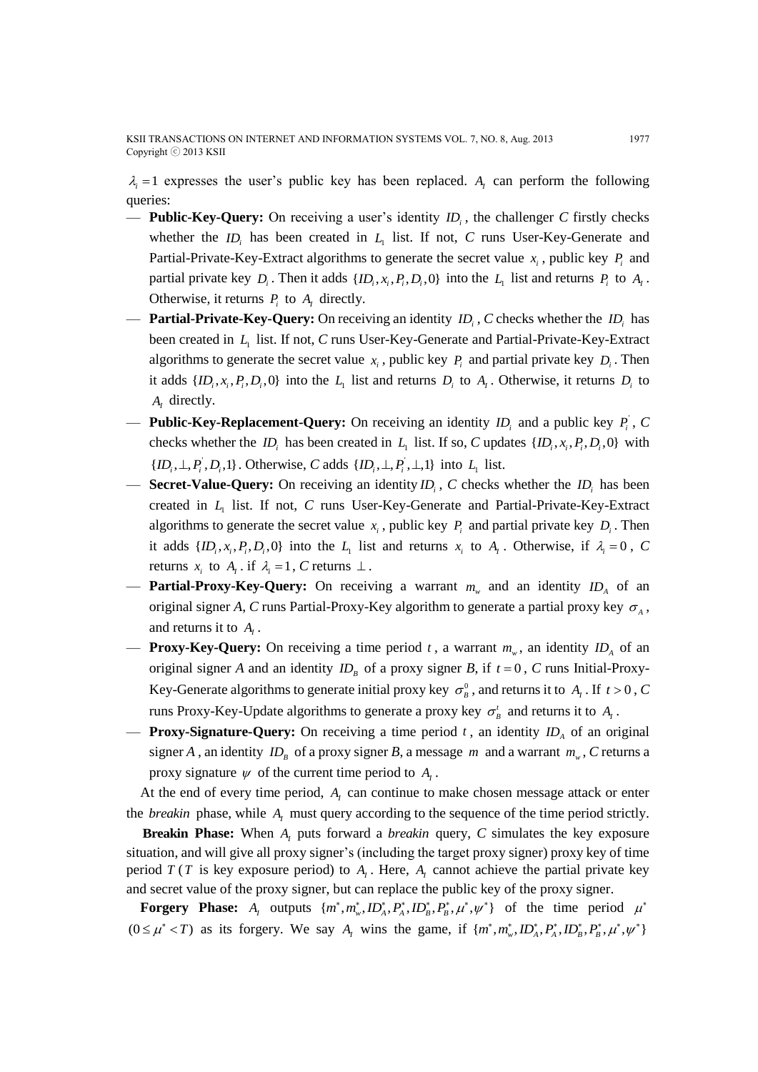$\lambda_i = 1$ expresses the user's public key has been replaced. $A_I$ can perform the following queries:

- **Public-Key-Query:** On receiving a user's identity $ID_i$, the challenger *C* firstly checks whether the $ID_i$ has been created in $L_1$ list. If not, *C* runs User-Key-Generate and Partial-Private-Key-Extract algorithms to generate the secret value $x_i$, public key $P_i$ and partial private key $D_i$. Then it adds $\{ID_i, x_i, P_i, D_i, 0\}$ into the $L_1$ list and returns $P_i$ to $A_I$. Otherwise, it returns $P_i$ to $A_I$ directly.
- **Partial-Private-Key-Query:** On receiving an identity $ID_i$, *C* checks whether the $ID_i$ has been created in $L_1$ list. If not, *C* runs User-Key-Generate and Partial-Private-Key-Extract algorithms to generate the secret value $x_i$, public key $P_i$ and partial private key $D_i$. Then it adds $\{ID_i, x_i, P_i, D_i, 0\}$ into the $L_1$ list and returns $D_i$ to $A_I$. Otherwise, it returns $D_i$ to $A_I$ directly.
- **Public-Key-Replacement-Query:** On receiving an identity $ID_i$ and a public key $P_i^{'}$, *C* checks whether the $ID_i$ has been created in $L_1$ list. If so, *C* updates $\{ID_i, x_i, P_i, D_i, 0\}$ with $\{ID_i, \perp, P_i^{'}, D_i, 1\}$. Otherwise, *C* adds $\{ID_i, \perp, P_i^{'}, \perp, 1\}$ into $L_1$ list.
- **Secret-Value-Query:** On receiving an identity $ID_i$, *C* checks whether the $ID_i$ has been created in $L_1$ list. If not, *C* runs User-Key-Generate and Partial-Private-Key-Extract algorithms to generate the secret value $x_i$, public key $P_i$ and partial private key $D_i$. Then it adds $\{ID_i, x_i, P_i, D_i, 0\}$ into the $L_1$ list and returns $x_i$ to $A_I$. Otherwise, if $\lambda_i = 0$, *C* returns $x_i$ to $A_I$. if $\lambda_i = 1$, *C* returns $\perp$.
- **Partial-Proxy-Key-Query:** On receiving a warrant $m_w$ and an identity $ID_A$ of an original signer *A*, *C* runs Partial-Proxy-Key algorithm to generate a partial proxy key $\sigma_A$, and returns it to $A_I$.
- **Proxy-Key-Query:** On receiving a time period $t$, a warrant $m_w$, an identity $ID_A$ of an original signer *A* and an identity $ID_B$ of a proxy signer *B*, if $t = 0$, *C* runs Initial-Proxy-Key-Generate algorithms to generate initial proxy key $\sigma_B^0$, and returns it to $A_I$. If $t > 0$, *C* runs Proxy-Key-Update algorithms to generate a proxy key $\sigma_B^t$ and returns it to $A_I$.
- **Proxy-Signature-Query:** On receiving a time period $t$, an identity $ID_A$ of an original signer $A$, an identity $ID_B$ of a proxy signer *B*, a message $m$ and a warrant $m_w$, *C* returns a proxy signature $\psi$ of the current time period to $A_I$.

At the end of every time period, $A_I$ can continue to make chosen message attack or enter the *breakin* phase, while $A_I$ must query according to the sequence of the time period strictly.

**Breakin Phase:** When $A_I$ puts forward a *breakin* query, *C* simulates the key exposure situation, and will give all proxy signer's (including the target proxy signer) proxy key of time period $T$ ($T$ is key exposure period) to $A_I$. Here, $A_I$ cannot achieve the partial private key and secret value of the proxy signer, but can replace the public key of the proxy signer.

**Forgery Phase:** $A_I$ outputs $\{m^*, m_w^*, ID_A^*, P_A^*, ID_B^*, P_B^*, \mu^*, \psi^*\}$ of the time period $\mu^*$ $(0 \le \mu^* < T)$ as its forgery. We say $A_I$ wins the game, if $\{m^*, m_w^*, ID_A^*, P_A^*, ID_B^*, P_B^*, \mu^*, \psi^*\}$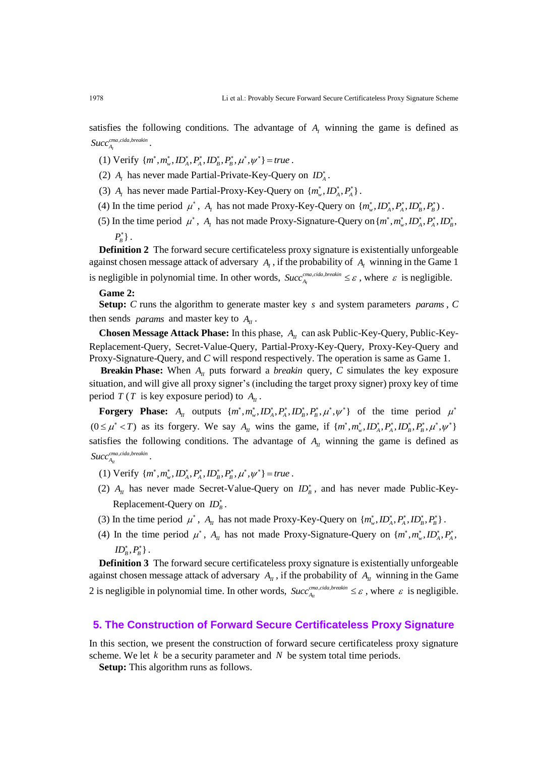satisfies the following conditions. The advantage of $A_I$ winning the game is defined as $Succ_{A_I}^{cma,cida,breakin}$.

(1) Verify $\{m^*, m_w^*, ID_A^*, P_A^*, ID_B^*, P_B^*, \mu^*, \psi^*\} = true$.

(2) $A_I$ has never made Partial-Private-Key-Query on $ID_A^*$.

(3) $A_I$ has never made Partial-Proxy-Key-Query on $\{m_w^*, ID_A^*, P_A^*\}$.

(4) In the time period $\mu^*$, $A_I$ has not made Proxy-Key-Query on $\{m_w^*, ID_A^*, P_A^*, ID_B^*, P_B^*)$.

(5) In the time period $\mu^*$, $A_I$ has not made Proxy-Signature-Query on $\{m^*, m_w^*, ID_A^*, P_A^*, ID_B^*, P_B^*\}$.

**Definition 2** The forward secure certificateless proxy signature is existentially unforgeable against chosen message attack of adversary $A_I$, if the probability of $A_I$ winning in the Game 1 is negligible in polynomial time. In other words, $Succ_{A_I}^{cma,cida,breakin} \le \varepsilon$, where $\varepsilon$ is negligible.

**Game 2:**

**Setup:** *C* runs the algorithm to generate master key $s$ and system parameters *params*, *C* then sends *params* and master key to $A_{II}$.

**Chosen Message Attack Phase:** In this phase, $A_{II}$ can ask Public-Key-Query, Public-Key-Replacement-Query, Secret-Value-Query, Partial-Proxy-Key-Query, Proxy-Key-Query and Proxy-Signature-Query, and *C* will respond respectively. The operation is same as Game 1.

**Breakin Phase:** When $A_{II}$ puts forward a *breakin* query, *C* simulates the key exposure situation, and will give all proxy signer's (including the target proxy signer) proxy key of time period $T$ ($T$ is key exposure period) to $A_{II}$.

**Forgery Phase:** $A_{II}$ outputs $\{m^*, m_w^*, ID_A^*, P_A^*, ID_B^*, P_B^*, \mu^*, \psi^*\}$ of the time period $\mu^*$ $(0 \le \mu^* < T)$ as its forgery. We say $A_{II}$ wins the game, if $\{m^*, m_w^*, ID_A^*, P_A^*, ID_B^*, P_B^*, \mu^*, \psi^*\}$ satisfies the following conditions. The advantage of $A_{II}$ winning the game is defined as $Succ_{A_{II}}^{cma,cida,breakin}$.

(1) Verify $\{m^*, m_w^*, ID_A^*, P_A^*, ID_B^*, P_B^*, \mu^*, \psi^*\} = true$.

(2) $A_{II}$ has never made Secret-Value-Query on $ID_B^*$, and has never made Public-Key-Replacement-Query on $ID_B^*$.

(3) In the time period $\mu^*$, $A_{II}$ has not made Proxy-Key-Query on $\{m_w^*, ID_A^*, P_A^*, ID_B^*, P_B^*\}$.

(4) In the time period $\mu^*$, $A_{II}$ has not made Proxy-Signature-Query on $\{m^*, m_w^*, ID_A^*, P_A^*, ID_B^*, P_B^*\}$.

**Definition 3** The forward secure certificateless proxy signature is existentially unforgeable against chosen message attack of adversary $A_{II}$, if the probability of $A_{II}$ winning in the Game 2 is negligible in polynomial time. In other words, $Succ_{A_{II}}^{cma,cida,breakin} \le \varepsilon$, where $\varepsilon$ is negligible.

## 5. The Construction of Forward Secure Certificateless Proxy Signature

In this section, we present the construction of forward secure certificateless proxy signature scheme. We let $k$ be a security parameter and $N$ be system total time periods.

**Setup:** This algorithm runs as follows.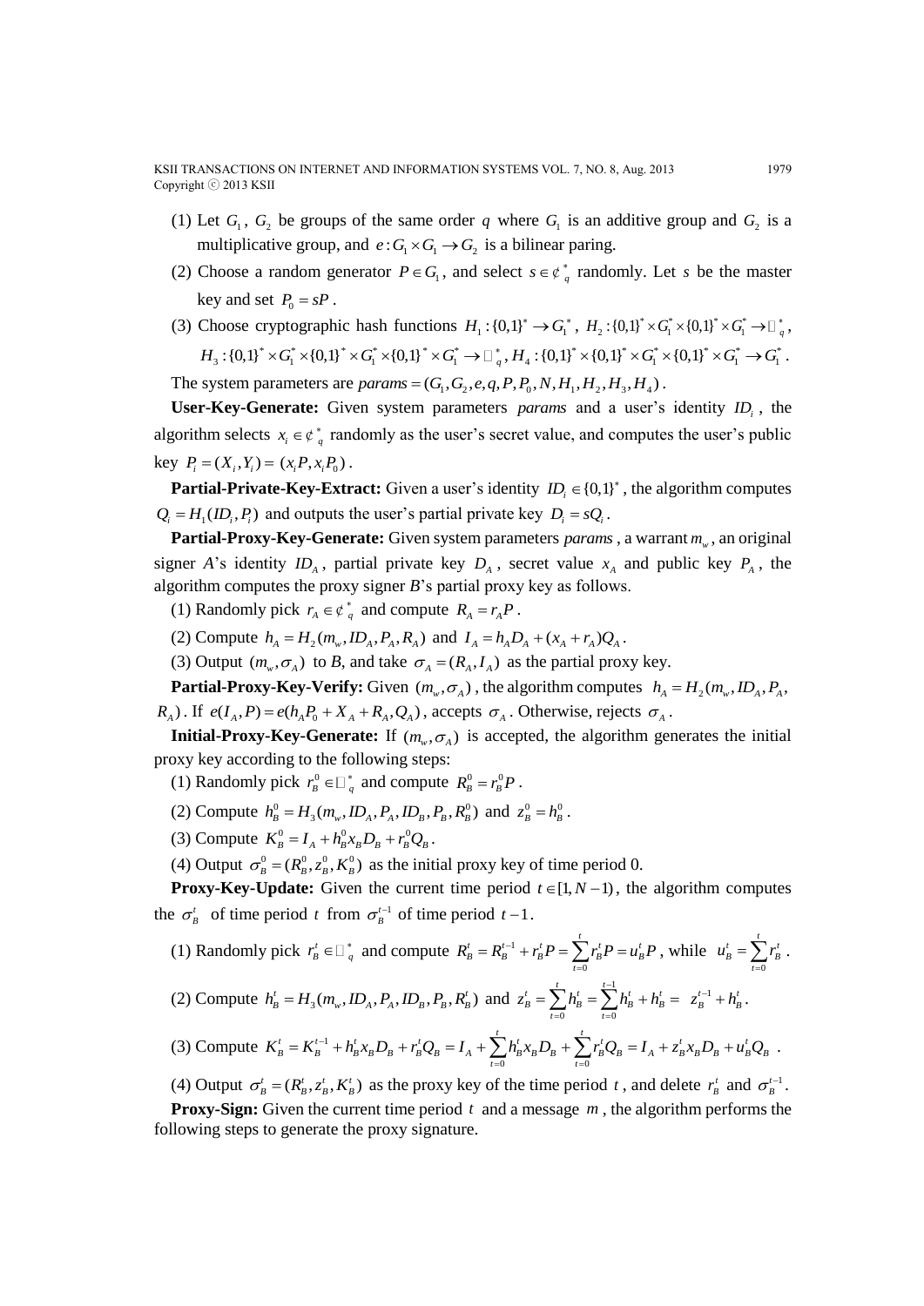(1) Let $G_1$, $G_2$ be groups of the same order $q$ where $G_1$ is an additive group and $G_2$ is a multiplicative group, and $e: G_1 \times G_1 \rightarrow G_2$ is a bilinear paring.

(2) Choose a random generator $P \in G_1$, and select $s \in \mathbb{Z}_q^*$ randomly. Let $s$ be the master key and set $P_0 = sP$.

(3) Choose cryptographic hash functions $H_1: \{0,1\}^* \rightarrow G_1^*$, $H_2: \{0,1\}^* \times G_1^* \times \{0,1\}^* \times G_1^* \rightarrow \mathbb{Z}_q^*$, $H_3: \{0,1\}^* \times G_1^* \times \{0,1\}^* \times G_1^* \times \{0,1\}^* \times G_1^* \rightarrow \mathbb{Z}_q^*$, $H_4: \{0,1\}^* \times \{0,1\}^* \times G_1^* \times \{0,1\}^* \times G_1^* \times G_1^* \rightarrow G_1^*$.

The system parameters are $params = (G_1, G_2, e, q, P, P_0, N, H_1, H_2, H_3, H_4)$.

**User-Key-Generate:** Given system parameters *params* and a user's identity $ID_i$, the algorithm selects $x_i \in \mathbb{Z}_q^*$ randomly as the user's secret value, and computes the user's public key $P_i = (X_i, Y_i) = (x_i P, x_i P_0)$.

**Partial-Private-Key-Extract:** Given a user's identity $ID_i \in \{0,1\}^*$, the algorithm computes $Q_i = H_1(ID_i, P_i)$ and outputs the user's partial private key $D_i = sQ_i$.

**Partial-Proxy-Key-Generate:** Given system parameters *params*, a warrant $m_w$, an original signer *A*'s identity $ID_A$, partial private key $D_A$, secret value $x_A$ and public key $P_A$, the algorithm computes the proxy signer *B*'s partial proxy key as follows.

(1) Randomly pick $r_A \in \mathbb{Z}_q^*$ and compute $R_A = r_A P$.

(2) Compute $h_A = H_2(m_w, ID_A, P_A, R_A)$ and $I_A = h_A D_A + (x_A + r_A) Q_A$.

(3) Output $(m_w, \sigma_A)$ to B, and take $\sigma_A = (R_A, I_A)$ as the partial proxy key.

**Partial-Proxy-Key-Verify:** Given $(m_w, \sigma_A)$, the algorithm computes $h_A = H_2(m_w, ID_A, P_A, R_A)$. If $e(I_A, P) = e(h_A P_0 + X_A + R_A, Q_A)$, accepts $\sigma_A$. Otherwise, rejects $\sigma_A$.

**Initial-Proxy-Key-Generate:** If $(m_w, \sigma_A)$ is accepted, the algorithm generates the initial proxy key according to the following steps:

(1) Randomly pick $r_B^0 \in \mathbb{Z}_q^*$ and compute $R_B^0 = r_B^0 P$.

(2) Compute $h_B^0 = H_3(m_w, ID_A, P_A, ID_B, P_B, R_B^0)$ and $z_B^0 = h_B^0$.

(3) Compute $K_B^0 = I_A + h_B^0 x_B D_B + r_B^0 Q_B$.

(4) Output $\sigma_B^0 = (R_B^0, z_B^0, K_B^0)$ as the initial proxy key of time period 0.

**Proxy-Key-Update:** Given the current time period $t \in [1, N-1)$, the algorithm computes the $\sigma_B^t$ of time period $t$ from $\sigma_B^{t-1}$ of time period $t-1$.

(1) Randomly pick $r_B^t \in \mathbb{Z}_q^*$ and compute $R_B^t = R_B^{t-1} + r_B^t P = \sum_{t=0}^{t} r_B^t P = u_B^t P$, while $u_B^t = \sum_{t=0}^{t} r_B^t$.

(2) Compute $h_B^t = H_3(m_w, ID_A, P_A, ID_B, P_B, R_B^t)$ and $z_B^t = \sum_{t=0}^{t} h_B^t = \sum_{t=0}^{t-1} h_B^t + h_B^t = z_B^{t-1} + h_B^t$.

(3) Compute $K_B^t = K_B^{t-1} + h_B^t x_B D_B + r_B^t Q_B = I_A + \sum_{t=0}^{t} h_B^t x_B D_B + \sum_{t=0}^{t} r_B^t Q_B = I_A + z_B^t x_B D_B + u_B^t Q_B$.

(4) Output $\sigma_B^t = (R_B^t, z_B^t, K_B^t)$ as the proxy key of the time period $t$, and delete $r_B^t$ and $\sigma_B^{t-1}$.

**Proxy-Sign:** Given the current time period $t$ and a message $m$, the algorithm performs the following steps to generate the proxy signature.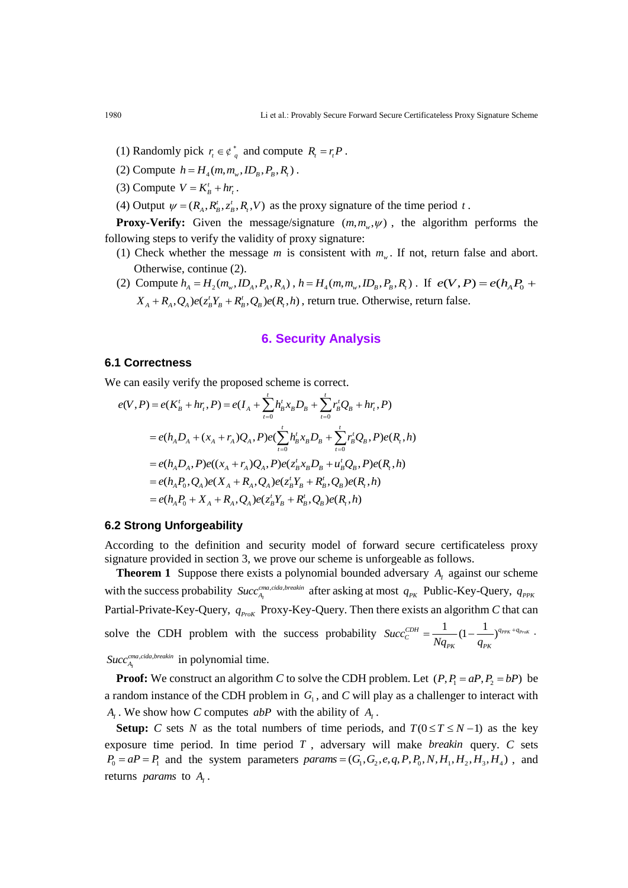(1) Randomly pick $r_t \in ¢_q^*$ and compute $R_t = r_t P$.

(2) Compute $h = H_4(m, m_w, ID_B, P_B, R_t)$.

(3) Compute $V = K_B^t + hr_t$.

(4) Output $\psi = (R_A, R_B^t, z_B^t, R_t, V)$ as the proxy signature of the time period $t$.

**Proxy-Verify:** Given the message/signature $(m, m_w, \psi)$, the algorithm performs the following steps to verify the validity of proxy signature:

(1) Check whether the message $m$ is consistent with $m_w$. If not, return false and abort. Otherwise, continue (2).

(2) Compute $h_A = H_2(m_w, ID_A, P_A, R_A)$, $h = H_4(m, m_w, ID_B, P_B, R_t)$. If $e(V, P) = e(h_A P_0 + X_A + R_A, Q_A) e(z_B^t Y_B + R_B^t, Q_B) e(R_t, h)$, return true. Otherwise, return false.

## 6. Security Analysis

### 6.1 Correctness

We can easily verify the proposed scheme is correct.

$$
\begin{aligned}
e(V,P) &= e(K_B^t + hr_t, P) = e(I_A + \sum_{t=0}^{t} h_B^t x_B D_B + \sum_{t=0}^{t} r_B^t Q_B + hr_t, P) \\
&= e(h_A D_A + (x_A + r_A) Q_A, P) e(\sum_{t=0}^{t} h_B^t x_B D_B + \sum_{t=0}^{t} r_B^t Q_B, P) e(R_t, h) \\
&= e(h_A D_A, P) e((x_A + r_A) Q_A, P) e(z_B^t x_B D_B + u_B^t Q_B, P) e(R_t, h) \\
&= e(h_A P_0, Q_A) e(X_A + R_A, Q_A) e(z_B^t Y_B + R_B^t, Q_B) e(R_t, h) \\
&= e(h_A P_0 + X_A + R_A, Q_A) e(z_B^t Y_B + R_B^t, Q_B) e(R_t, h)
\end{aligned}
$$

### 6.2 Strong Unforgeability

According to the definition and security model of forward secure certificateless proxy signature provided in section 3, we prove our scheme is unforgeable as follows.

**Theorem 1** Suppose there exists a polynomial bounded adversary $A_I$ against our scheme with the success probability $Succ_{A_I}^{cma,cida,breakin}$ after asking at most $q_{PK}$ Public-Key-Query, $q_{PPK}$ Partial-Private-Key-Query, $q_{ProK}$ Proxy-Key-Query. Then there exists an algorithm $C$ that can solve the CDH problem with the success probability $Succ_C^{CDH} = \frac{1}{Nq_{PK}}(1 - \frac{1}{q_{PK}})^{q_{PPK} + q_{ProK}}$. $Succ_{A_I}^{cma,cida,breakin}$ in polynomial time.

**Proof:** We construct an algorithm $C$ to solve the CDH problem. Let $(P, P_1 = aP, P_2 = bP)$ be a random instance of the CDH problem in $G_1$, and $C$ will play as a challenger to interact with $A_I$. We show how $C$ computes $abP$ with the ability of $A_I$.

**Setup:** $C$ sets $N$ as the total numbers of time periods, and $T(0 \le T \le N-1)$ as the key exposure time period. In time period $T$, adversary will make *breakin* query. $C$ sets $P_0 = aP = P_1$ and the system parameters $params = (G_1, G_2, e, q, P, P_0, N, H_1, H_2, H_3, H_4)$, and returns $params$ to $A_I$.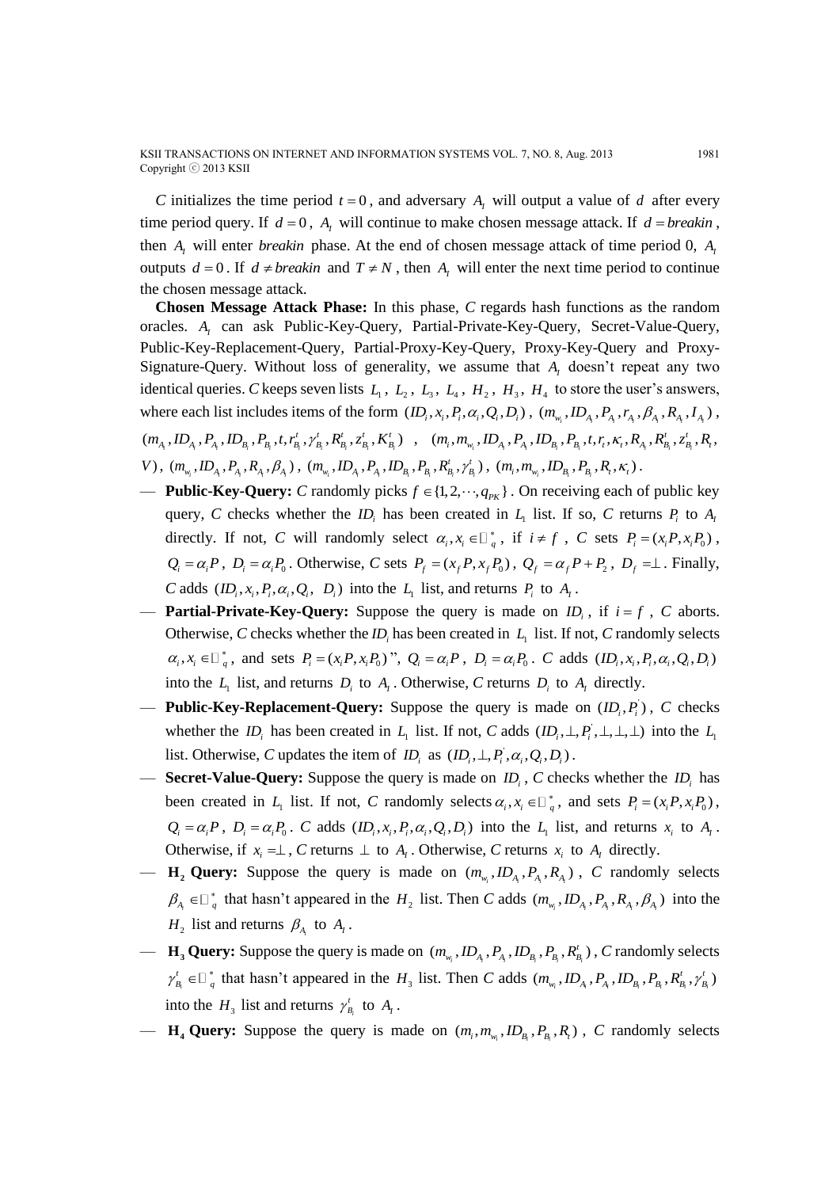$C$ initializes the time period $t = 0$, and adversary $A_I$ will output a value of $d$ after every time period query. If $d = 0$, $A_I$ will continue to make chosen message attack. If $d = breakin$, then $A_I$ will enter *breakin* phase. At the end of chosen message attack of time period 0, $A_I$ outputs $d = 0$. If $d \neq breakin$ and $T \neq N$, then $A_I$ will enter the next time period to continue the chosen message attack.

**Chosen Message Attack Phase:** In this phase, $C$ regards hash functions as the random oracles. $A_I$ can ask Public-Key-Query, Partial-Private-Key-Query, Secret-Value-Query, Public-Key-Replacement-Query, Partial-Proxy-Key-Query, Proxy-Key-Query and Proxy-Signature-Query. Without loss of generality, we assume that $A_I$ doesn't repeat any two identical queries. $C$ keeps seven lists $L_1$, $L_2$, $L_3$, $L_4$, $H_2$, $H_3$, $H_4$ to store the user's answers, where each list includes items of the form $(ID_i, x_i, P_i, \alpha_i, Q_i, D_i)$, $(m_{w_i}, ID_{A_i}, P_{A_i}, r_{A_i}, \beta_{A_i}, R_{A_i}, I_{A_i})$, $(m_{A_i}, ID_{A_i}, P_{A_i}, ID_{B_i}, P_{B_i}, t, r^t_{B_i}, \gamma^t_{B_i}, R^t_{B_i}, z^t_{B_i}, K^t_{B_i})$ , $(m_i, m_{w_i}, ID_{A_i}, P_{A_i}, ID_{B_i}, P_{B_i}, t, r_t, \kappa_t, R_{A_i}, R^t_{B_i}, z^t_i, R_t, V)$, $(m_{w_i}, ID_{A_i}, P_{A_i}, R_{A_i}, \beta_{A_i})$, $(m_{w_i}, ID_{A_i}, P_{A_i}, ID_{B_i}, P_{B_i}, R^t_{B_i}, \gamma^t_{B_i})$, $(m_i, m_{w_i}, ID_{B_i}, P_{B_i}, R_t, \kappa_t)$.

- **Public-Key-Query:** $C$ randomly picks $f \in \{1, 2, \cdots, q_{PK}\}$. On receiving each of public key query, $C$ checks whether the $ID_i$ has been created in $L_1$ list. If so, $C$ returns $P_i$ to $A_I$ directly. If not, $C$ will randomly select $\alpha_i, x_i \in \mathbb{Z}_q^*$, if $i \neq f$, $C$ sets $P_i = (x_i P, x_i P_0)$, $Q_i = \alpha_i P$, $D_i = \alpha_i P_0$. Otherwise, $C$ sets $P_f = (x_f P, x_f P_0)$, $Q_f = \alpha_f P + P_2$, $D_f = \perp$. Finally, $C$ adds $(ID_i, x_i, P_i, \alpha_i, Q_i, D_i)$ into the $L_1$ list, and returns $P_i$ to $A_I$.
- **Partial-Private-Key-Query:** Suppose the query is made on $ID_i$, if $i = f$, $C$ aborts. Otherwise, $C$ checks whether the $ID_i$ has been created in $L_1$ list. If not, $C$ randomly selects $\alpha_i, x_i \in \mathbb{Z}_q^*$, and sets $P_i = (x_i P, x_i P_0)$", $Q_i = \alpha_i P$, $D_i = \alpha_i P_0$. $C$ adds $(ID_i, x_i, P_i, \alpha_i, Q_i, D_i)$ into the $L_1$ list, and returns $D_i$ to $A_I$. Otherwise, $C$ returns $D_i$ to $A_I$ directly.
- **Public-Key-Replacement-Query:** Suppose the query is made on $(ID_i, P_i^{'})$, $C$ checks whether the $ID_i$ has been created in $L_1$ list. If not, $C$ adds $(ID_i, \perp, P_i^{'}, \perp, \perp, \perp)$ into the $L_1$ list. Otherwise, $C$ updates the item of $ID_i$ as $(ID_i, \perp, P_i^{'}, \alpha_i, Q_i, D_i)$.
- **Secret-Value-Query:** Suppose the query is made on $ID_i$, $C$ checks whether the $ID_i$ has been created in $L_1$ list. If not, $C$ randomly selects $\alpha_i, x_i \in \mathbb{Z}_q^*$, and sets $P_i = (x_i P, x_i P_0)$, $Q_i = \alpha_i P$, $D_i = \alpha_i P_0$. $C$ adds $(ID_i, x_i, P_i, \alpha_i, Q_i, D_i)$ into the $L_1$ list, and returns $x_i$ to $A_I$. Otherwise, if $x_i = \perp$, $C$ returns $\perp$ to $A_I$. Otherwise, $C$ returns $x_i$ to $A_I$ directly.
- **$\mathbf{H_2}$ Query:** Suppose the query is made on $(m_{w_i}, ID_{A_i}, P_{A_i}, R_{A_i})$, $C$ randomly selects $\beta_{A_i} \in \mathbb{Z}_q^*$ that hasn't appeared in the $H_2$ list. Then $C$ adds $(m_{w_i}, ID_{A_i}, P_{A_i}, R_{A_i}, \beta_{A_i})$ into the $H_2$ list and returns $\beta_{A_i}$ to $A_I$.
- **$\mathbf{H_3}$ Query:** Suppose the query is made on $(m_{w_i}, ID_{A_i}, P_{A_i}, ID_{B_i}, P_{B_i}, R^t_{B_i})$, $C$ randomly selects $\gamma^t_{B_i} \in \mathbb{Z}_q^*$ that hasn't appeared in the $H_3$ list. Then $C$ adds $(m_{w_i}, ID_{A_i}, P_{A_i}, ID_{B_i}, P_{B_i}, R^t_{B_i}, \gamma^t_{B_i})$ into the $H_3$ list and returns $\gamma^t_{B_i}$ to $A_I$.
- **$\mathbf{H_4}$ Query:** Suppose the query is made on $(m_i, m_{w_i}, ID_{B_i}, P_{B_i}, R_t)$, $C$ randomly selects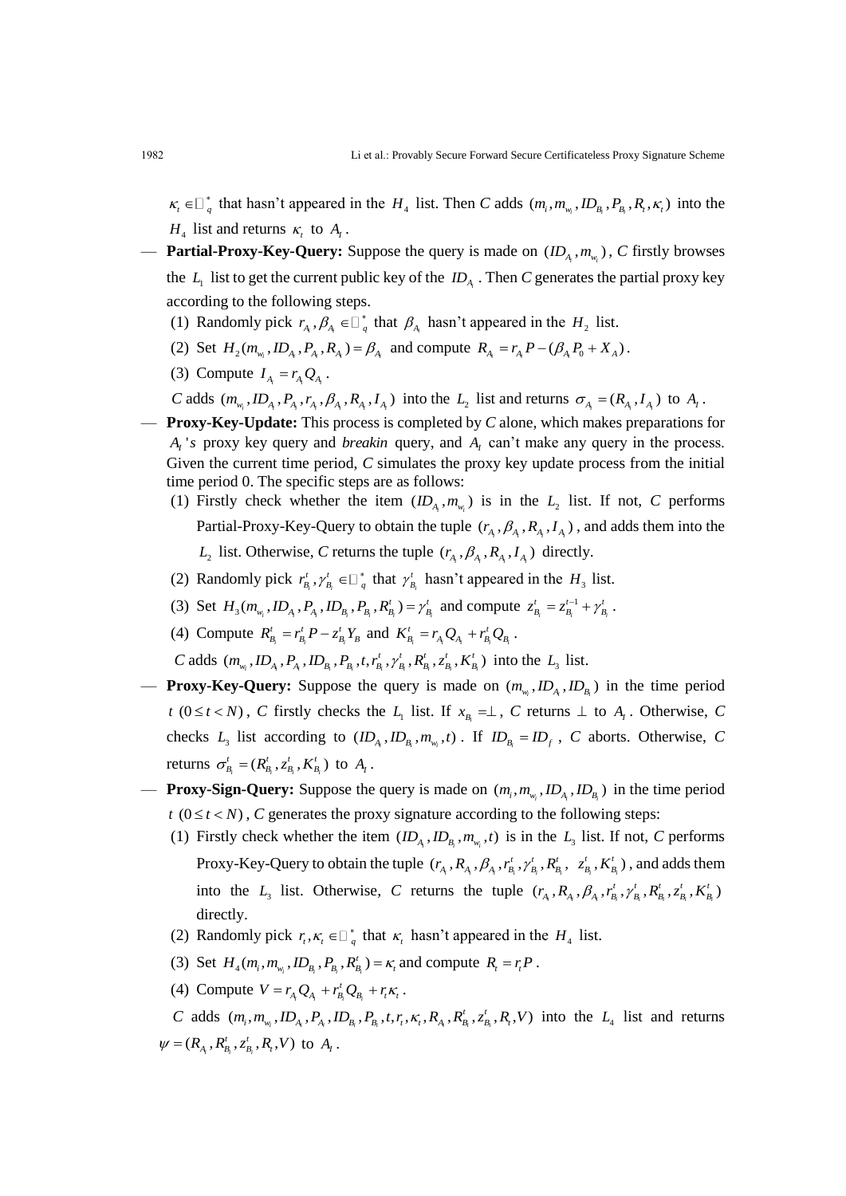$\kappa_t \in \mathbb{Z}_q^*$ that hasn't appeared in the $H_4$ list. Then *C* adds $(m_i, m_{w_i}, ID_{B_i}, P_{B_i}, R_t, \kappa_t)$ into the $H_4$ list and returns $\kappa_t$ to $A_I$.

— **Partial-Proxy-Key-Query:** Suppose the query is made on $(ID_{A_i}, m_{w_i})$, *C* firstly browses the $L_1$ list to get the current public key of the $ID_{A_i}$. Then *C* generates the partial proxy key according to the following steps.

(1) Randomly pick $r_{A_i}, \beta_{A_i} \in \mathbb{Z}_q^*$ that $\beta_{A_i}$ hasn't appeared in the $H_2$ list.

(2) Set $H_2(m_{w_i}, ID_{A_i}, P_{A_i}, R_{A_i}) = \beta_{A_i}$ and compute $R_{A_i} = r_{A_i}P - (\beta_{A_i}P_0 + X_A)$.

(3) Compute $I_{A_i} = r_{A_i}Q_{A_i}$.

*C* adds $(m_{w_i}, ID_{A_i}, P_{A_i}, r_{A_i}, \beta_{A_i}, R_{A_i}, I_{A_i})$ into the $L_2$ list and returns $\sigma_{A_i} = (R_{A_i}, I_{A_i})$ to $A_I$.

— **Proxy-Key-Update:** This process is completed by *C* alone, which makes preparations for $A_I$*'s* proxy key query and *breakin* query, and $A_I$ can't make any query in the process. Given the current time period, *C* simulates the proxy key update process from the initial time period 0. The specific steps are as follows:

(1) Firstly check whether the item $(ID_{A_i}, m_{w_i})$ is in the $L_2$ list. If not, *C* performs Partial-Proxy-Key-Query to obtain the tuple $(r_{A_i}, \beta_{A_i}, R_{A_i}, I_{A_i})$, and adds them into the $L_2$ list. Otherwise, *C* returns the tuple $(r_{A_i}, \beta_{A_i}, R_{A_i}, I_{A_i})$ directly.

(2) Randomly pick $r_{B_i}^t, \gamma_{B_i}^t \in \mathbb{Z}_q^*$ that $\gamma_{B_i}^t$ hasn't appeared in the $H_3$ list.

(3) Set $H_3(m_{w_i}, ID_{A_i}, P_{A_i}, ID_{B_i}, P_{B_i}, R_{B_i}^t) = \gamma_{B_i}^t$ and compute $z_{B_i}^t = z_{B_i}^{t-1} + \gamma_{B_i}^t$.

(4) Compute $R_{B_i}^t = r_{B_i}^t P - z_{B_i}^t Y_B$ and $K_{B_i}^t = r_{A_i}Q_{A_i} + r_{B_i}^t Q_{B_i}$.

*C* adds $(m_{w_i}, ID_{A_i}, P_{A_i}, ID_{B_i}, P_{B_i}, t, r_{B_i}^t, \gamma_{B_i}^t, R_{B_i}^t, z_{B_i}^t, K_{B_i}^t)$ into the $L_3$ list.

— **Proxy-Key-Query:** Suppose the query is made on $(m_{w_i}, ID_{A_i}, ID_{B_i})$ in the time period $t$ $(0 \le t < N)$, *C* firstly checks the $L_1$ list. If $x_{B_i} = \perp$, *C* returns $\perp$ to $A_I$. Otherwise, *C* checks $L_3$ list according to $(ID_{A_i}, ID_{B_i}, m_{w_i}, t)$. If $ID_{B_i} = ID_f$, *C* aborts. Otherwise, *C* returns $\sigma_{B_i}^t = (R_{B_i}^t, z_{B_i}^t, K_{B_i}^t)$ to $A_I$.

— **Proxy-Sign-Query:** Suppose the query is made on $(m_i, m_{w_i}, ID_{A_i}, ID_{B_i})$ in the time period $t$ $(0 \le t < N)$, *C* generates the proxy signature according to the following steps:

(1) Firstly check whether the item $(ID_{A_i}, ID_{B_i}, m_{w_i}, t)$ is in the $L_3$ list. If not, *C* performs Proxy-Key-Query to obtain the tuple $(r_{A_i}, R_{A_i}, \beta_{A_i}, r_{B_i}^t, \gamma_{B_i}^t, R_{B_i}^t, z_{B_i}^t, K_{B_i}^t)$, and adds them into the $L_3$ list. Otherwise, *C* returns the tuple $(r_{A_i}, R_{A_i}, \beta_{A_i}, r_{B_i}^t, \gamma_{B_i}^t, R_{B_i}^t, z_{B_i}^t, K_{B_i}^t)$ directly.

(2) Randomly pick $r_t, \kappa_t \in \mathbb{Z}_q^*$ that $\kappa_t$ hasn't appeared in the $H_4$ list.

(3) Set $H_4(m_i, m_{w_i}, ID_{B_i}, P_{B_i}, R_{B_i}^t) = \kappa_t$ and compute $R_t = r_t P$.

(4) Compute $V = r_{A_i}Q_{A_i} + r_{B_i}^t Q_{B_i} + r_t \kappa_t$.

*C* adds $(m_i, m_{w_i}, ID_{A_i}, P_{A_i}, ID_{B_i}, P_{B_i}, t, r_t, \kappa_t, R_{A_i}, R_{B_i}^t, z_{B_i}^t, R_t, V)$ into the $L_4$ list and returns $\psi = (R_{A_i}, R_{B_i}^t, z_{B_i}^t, R_t, V)$ to $A_I$.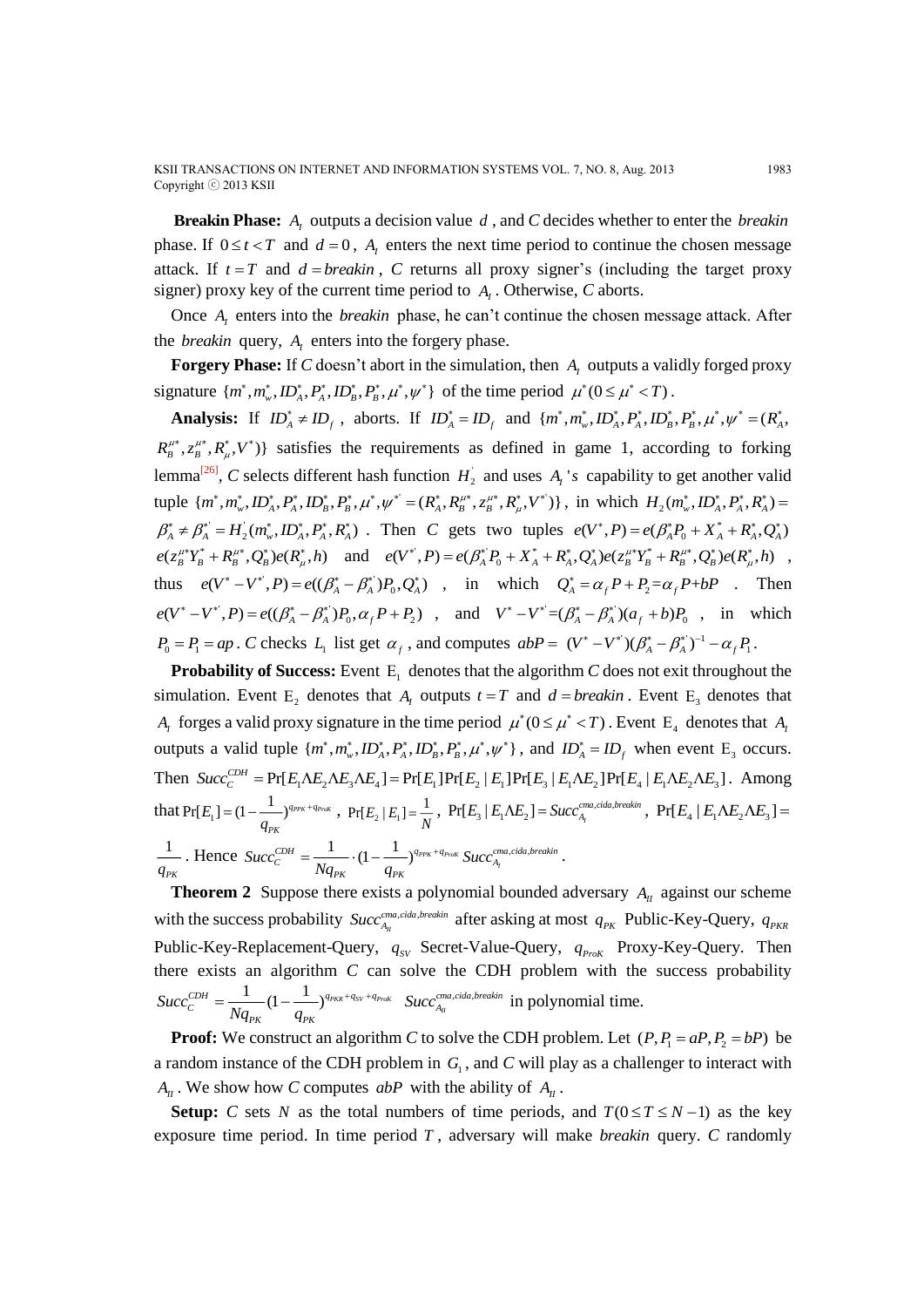**Breakin Phase:** $A_I$ outputs a decision value $d$, and $C$ decides whether to enter the *breakin* phase. If $0 \le t < T$ and $d = 0$, $A_I$ enters the next time period to continue the chosen message attack. If $t = T$ and $d = breakin$, $C$ returns all proxy signer's (including the target proxy signer) proxy key of the current time period to $A_I$. Otherwise, $C$ aborts.

Once $A_I$ enters into the *breakin* phase, he can't continue the chosen message attack. After the *breakin* query, $A_I$ enters into the forgery phase.

**Forgery Phase:** If $C$ doesn't abort in the simulation, then $A_I$ outputs a validly forged proxy signature $\{m^*, m_w^*, ID_A^*, P_A^*, ID_B^*, P_B^*, \mu^*, \psi^*\}$ of the time period $\mu^*(0 \le \mu^* < T)$.

**Analysis:** If $ID_A^* \ne ID_f$, aborts. If $ID_A^* = ID_f$ and $\{m^*, m_w^*, ID_A^*, P_A^*, ID_B^*, P_B^*, \mu^*, \psi^* = (R_A^*, R_B^{\mu^*}, z_B^{\mu^*}, R_\mu^*, V^*)\}$ satisfies the requirements as defined in game 1, according to forking lemma[26], $C$ selects different hash function $H_2^{'}$ and uses $A_I$'s capability to get another valid tuple $\{m^*, m_w^*, ID_A^*, P_A^*, ID_B^*, P_B^*, \mu^*, \psi^{*'} = (R_A^*, R_B^{\mu^*}, z_B^{\mu^*}, R_\mu^*, V^{*'})\}$, in which $H_2(m_w^*, ID_A^*, P_A^*, R_A^*) = \beta_A^* \ne \beta_A^{*'} = H_2^{'}(m_w^*, ID_A^*, P_A^*, R_A^*)$. Then $C$ gets two tuples $e(V^*, P) = e(\beta_A^* P_0 + X_A^* + R_A^*, Q_A^*) e(z_B^{\mu^*} Y_B^* + R_B^{\mu^*}, Q_B^*) e(R_\mu^*, h)$ and $e(V^{*'}, P) = e(\beta_A^{*'} P_0 + X_A^* + R_A^*, Q_A^*) e(z_B^{\mu^*} Y_B^* + R_B^{\mu^*}, Q_B^*) e(R_\mu^*, h)$, thus $e(V^* - V^{*'}, P) = e((\beta_A^* - \beta_A^{*'}) P_0, Q_A^*)$, in which $Q_A^* = \alpha_f P + P_2 = \alpha_f P + bP$. Then $e(V^* - V^{*'}, P) = e((\beta_A^* - \beta_A^{*'}) P_0, \alpha_f P + P_2)$, and $V^* - V^{*'} = (\beta_A^* - \beta_A^{*'})(a_f + b) P_0$, in which $P_0 = P_1 = ap$. $C$ checks $L_1$ list get $\alpha_f$, and computes $abP = (V^* - V^{*'})(\beta_A^* - \beta_A^{*'})^{-1} - \alpha_f P_1$.

**Probability of Success:** Event $E_1$ denotes that the algorithm $C$ does not exit throughout the simulation. Event $E_2$ denotes that $A_I$ outputs $t = T$ and $d = breakin$. Event $E_3$ denotes that $A_I$ forges a valid proxy signature in the time period $\mu^*(0 \le \mu^* < T)$. Event $E_4$ denotes that $A_I$ outputs a valid tuple $\{m^*, m_w^*, ID_A^*, P_A^*, ID_B^*, P_B^*, \mu^*, \psi^*\}$, and $ID_A^* = ID_f$ when event $E_3$ occurs. Then $Succ_C^{CDH} = \Pr[E_1 \Lambda E_2 \Lambda E_3 \Lambda E_4] = \Pr[E_1]\Pr[E_2 \mid E_1]\Pr[E_3 \mid E_1 \Lambda E_2]\Pr[E_4 \mid E_1 \Lambda E_2 \Lambda E_3]$. Among that $\Pr[E_1] = (1 - \frac{1}{q_{PK}})^{q_{PPK} + q_{ProK}}$, $\Pr[E_2 \mid E_1] = \frac{1}{N}$, $\Pr[E_3 \mid E_1 \Lambda E_2] = Succ_{A_I}^{cma,cida,breakin}$, $\Pr[E_4 \mid E_1 \Lambda E_2 \Lambda E_3] = \frac{1}{q_{PK}}$. Hence $Succ_C^{CDH} = \frac{1}{N q_{PK}} \cdot (1 - \frac{1}{q_{PK}})^{q_{PPK} + q_{ProK}} Succ_{A_I}^{cma,cida,breakin}$.

**Theorem 2** Suppose there exists a polynomial bounded adversary $A_{II}$ against our scheme with the success probability $Succ_{A_{II}}^{cma,cida,breakin}$ after asking at most $q_{PK}$ Public-Key-Query, $q_{PKR}$ Public-Key-Replacement-Query, $q_{SV}$ Secret-Value-Query, $q_{ProK}$ Proxy-Key-Query. Then there exists an algorithm $C$ can solve the CDH problem with the success probability $Succ_C^{CDH} = \frac{1}{N q_{PK}} (1 - \frac{1}{q_{PK}})^{q_{PKR} + q_{SV} + q_{ProK}} \ Succ_{A_{II}}^{cma,cida,breakin}$ in polynomial time.

**Proof:** We construct an algorithm $C$ to solve the CDH problem. Let $(P, P_1 = aP, P_2 = bP)$ be a random instance of the CDH problem in $G_1$, and $C$ will play as a challenger to interact with $A_{II}$. We show how $C$ computes $abP$ with the ability of $A_{II}$.

**Setup:** $C$ sets $N$ as the total numbers of time periods, and $T(0 \le T \le N-1)$ as the key exposure time period. In time period $T$, adversary will make *breakin* query. $C$ randomly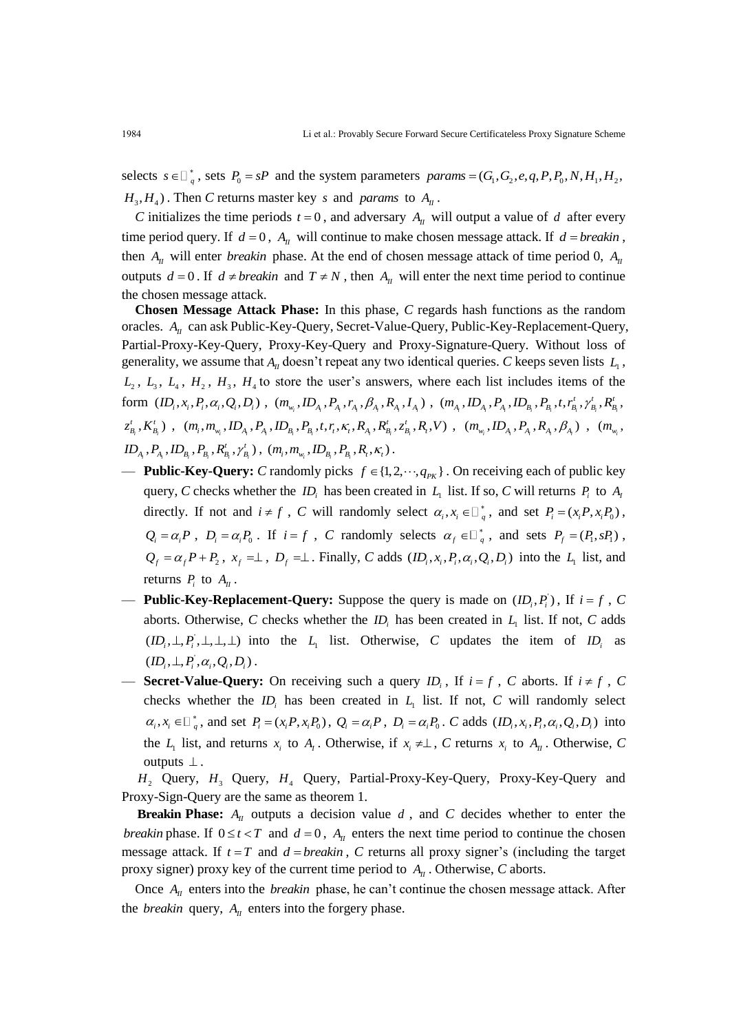selects $s \in \mathbb{Z}_q^*$, sets $P_0 = sP$ and the system parameters $params = (G_1, G_2, e, q, P, P_0, N, H_1, H_2, H_3, H_4)$. Then *C* returns master key $s$ and $params$ to $A_{II}$.

*C* initializes the time periods $t = 0$, and adversary $A_{II}$ will output a value of $d$ after every time period query. If $d = 0$, $A_{II}$ will continue to make chosen message attack. If $d = breakin$, then $A_{II}$ will enter *breakin* phase. At the end of chosen message attack of time period 0, $A_{II}$ outputs $d = 0$. If $d \neq breakin$ and $T \neq N$, then $A_{II}$ will enter the next time period to continue the chosen message attack.

**Chosen Message Attack Phase:** In this phase, *C* regards hash functions as the random oracles. $A_{II}$ can ask Public-Key-Query, Secret-Value-Query, Public-Key-Replacement-Query, Partial-Proxy-Key-Query, Proxy-Key-Query and Proxy-Signature-Query. Without loss of generality, we assume that $A_{II}$ doesn't repeat any two identical queries. *C* keeps seven lists $L_1$, $L_2$, $L_3$, $L_4$, $H_2$, $H_3$, $H_4$ to store the user's answers, where each list includes items of the form $(ID_i, x_i, P_i, \alpha_i, Q_i, D_i)$, $(m_{w_i}, ID_{A_i}, P_{A_i}, r_{A_i}, \beta_{A_i}, R_{A_i}, I_{A_i})$, $(m_{A_i}, ID_{A_i}, P_{A_i}, ID_{B_i}, P_{B_i}, t, r_{B_i}^t, \gamma_{B_i}^t, R_{B_i}^t, z_{B_i}^t, K_{B_i}^t)$, $(m_i, m_{w_i}, ID_{A_i}, P_{A_i}, ID_{B_i}, P_{B_i}, t, r_t, \kappa_t, R_{A_i}, R_{B_i}^t, z_{B_i}^t, R_t, V)$, $(m_{w_i}, ID_{A_i}, P_{A_i}, R_{A_i}, \beta_{A_i})$, $(m_{w_i}, ID_{A_i}, P_{A_i}, ID_{B_i}, P_{B_i}, R_{B_i}^t, \gamma_{B_i}^t)$, $(m_i, m_{w_i}, ID_{B_i}, P_{B_i}, R_t, \kappa_t)$.

- **Public-Key-Query:** *C* randomly picks $f \in \{1, 2, \cdots, q_{PK}\}$. On receiving each of public key query, *C* checks whether the $ID_i$ has been created in $L_1$ list. If so, *C* will returns $P_i$ to $A_I$ directly. If not and $i \neq f$, *C* will randomly select $\alpha_i, x_i \in \mathbb{Z}_q^*$, and set $P_i = (x_i P, x_i P_0)$, $Q_i = \alpha_i P$, $D_i = \alpha_i P_0$. If $i = f$, *C* randomly selects $\alpha_f \in \mathbb{Z}_q^*$, and sets $P_f = (P_1, sP_1)$, $Q_f = \alpha_f P + P_2$, $x_f = \perp$, $D_f = \perp$. Finally, *C* adds $(ID_i, x_i, P_i, \alpha_i, Q_i, D_i)$ into the $L_1$ list, and returns $P_i$ to $A_{II}$.
- **Public-Key-Replacement-Query:** Suppose the query is made on $(ID_i, P_i^{'})$, If $i = f$, *C* aborts. Otherwise, *C* checks whether the $ID_i$ has been created in $L_1$ list. If not, *C* adds $(ID_i, \perp, P_i^{'}, \perp, \perp, \perp)$ into the $L_1$ list. Otherwise, *C* updates the item of $ID_i$ as $(ID_i, \perp, P_i^{'}, \alpha_i, Q_i, D_i)$.
- **Secret-Value-Query:** On receiving such a query $ID_i$, If $i = f$, *C* aborts. If $i \neq f$, *C* checks whether the $ID_i$ has been created in $L_1$ list. If not, *C* will randomly select $\alpha_i, x_i \in \mathbb{Z}_q^*$, and set $P_i = (x_i P, x_i P_0)$, $Q_i = \alpha_i P$, $D_i = \alpha_i P_0$. *C* adds $(ID_i, x_i, P_i, \alpha_i, Q_i, D_i)$ into the $L_1$ list, and returns $x_i$ to $A_I$. Otherwise, if $x_i \neq \perp$, *C* returns $x_i$ to $A_{II}$. Otherwise, *C* outputs $\perp$.

$H_2$ Query, $H_3$ Query, $H_4$ Query, Partial-Proxy-Key-Query, Proxy-Key-Query and Proxy-Sign-Query are the same as theorem 1.

**Breakin Phase:** $A_{II}$ outputs a decision value $d$, and *C* decides whether to enter the *breakin* phase. If $0 \le t < T$ and $d = 0$, $A_{II}$ enters the next time period to continue the chosen message attack. If $t = T$ and $d = breakin$, *C* returns all proxy signer's (including the target proxy signer) proxy key of the current time period to $A_{II}$. Otherwise, *C* aborts.

Once $A_{II}$ enters into the *breakin* phase, he can't continue the chosen message attack. After the *breakin* query, $A_{II}$ enters into the forgery phase.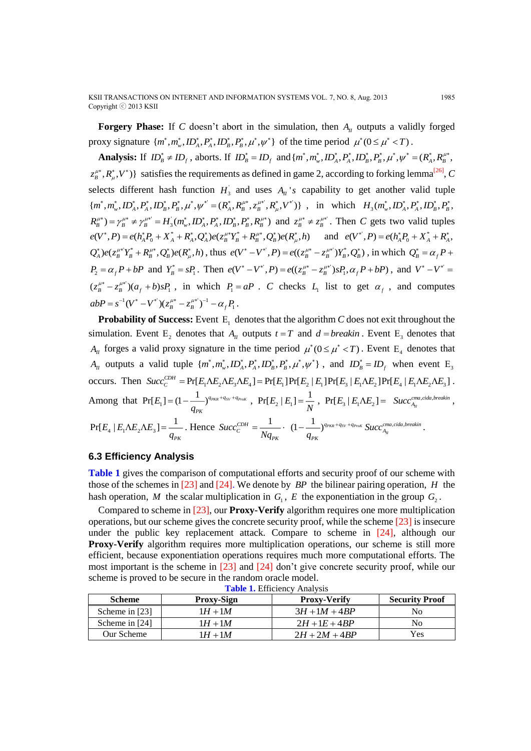**Forgery Phase:** If $C$ doesn't abort in the simulation, then $A_{II}$ outputs a validly forged proxy signature $\{m^*, m_w^*, ID_A^*, P_A^*, ID_B^*, P_B^*, \mu^*, \psi^*\}$ of the time period $\mu^*(0 \le \mu^* < T)$.

**Analysis:** If $ID_B^* \ne ID_f$, aborts. If $ID_B^* = ID_f$ and $\{m^*, m_w^*, ID_A^*, P_A^*, ID_B^*, P_B^*, \mu^*, \psi^* = (R_A^*, R_B^{\mu*}, z_B^{\mu*}, R_\mu^*, V^*)\}$ satisfies the requirements as defined in game 2, according to forking lemma[26], $C$ selects different hash function $H_3^{'}$ and uses $A_{II}$'s capability to get another valid tuple $\{m^*, m_w^*, ID_A^*, P_A^*, ID_B^*, P_B^*, \mu^*, \psi^{*'} = (R_A^*, R_B^{\mu*}, z_B^{\mu*'}, R_\mu^*, V^{*'})\}$, in which $H_3(m_w^*, ID_A^*, P_A^*, ID_B^*, P_B^*, R_B^{\mu*}) = \gamma_B^{\mu*} \ne \gamma_B^{\mu*'} = H_3^{'}(m_w^*, ID_A^*, P_A^*, ID_B^*, P_B^*, R_B^{\mu*})$ and $z_B^{\mu*} \ne z_B^{\mu*'}$. Then $C$ gets two valid tuples $e(V^*, P) = e(h_A^* P_0 + X_A^* + R_A^*, Q_A^*) e(z_B^{\mu*} Y_B^* + R_B^{\mu*}, Q_B^*) e(R_\mu^*, h)$ and $e(V^{*'}, P) = e(h_A^* P_0 + X_A^* + R_A^*, Q_A^*) e(z_B^{\mu*'} Y_B^* + R_B^{\mu*}, Q_B^*) e(R_\mu^*, h)$, thus $e(V^* - V^{*'}, P) = e((z_B^{\mu*} - z_B^{\mu*'}) Y_B^*, Q_B^*)$, in which $Q_B^* = \alpha_f P + P_2 = \alpha_f P + bP$ and $Y_B^* = sP_1$. Then $e(V^* - V^{*'}, P) = e((z_B^{\mu*} - z_B^{\mu*'}) sP_1, \alpha_f P + bP)$, and $V^* - V^{*'} = (z_B^{\mu*} - z_B^{\mu*'})(a_f + b) sP_1$, in which $P_1 = aP$. $C$ checks $L_1$ list to get $\alpha_f$, and computes $abP = s^{-1}(V^* - V^{*'})(z_B^{\mu*} - z_B^{\mu*'})^{-1} - \alpha_f P_1$.

**Probability of Success:** Event $E_1$ denotes that the algorithm $C$ does not exit throughout the simulation. Event $E_2$ denotes that $A_{II}$ outputs $t = T$ and $d = breakin$. Event $E_3$ denotes that $A_{II}$ forges a valid proxy signature in the time period $\mu^*(0 \le \mu^* < T)$. Event $E_4$ denotes that $A_{II}$ outputs a valid tuple $\{m^*, m_w^*, ID_A^*, P_A^*, ID_B^*, P_B^*, \mu^*, \psi^*\}$, and $ID_B^* = ID_f$ when event $E_3$ occurs. Then $Succ_C^{CDH} = \Pr[E_1 \wedge E_2 \wedge E_3 \wedge E_4] = \Pr[E_1]\Pr[E_2 \mid E_1]\Pr[E_3 \mid E_1 \wedge E_2]\Pr[E_4 \mid E_1 \wedge E_2 \wedge E_3]$. Among that $\Pr[E_1] = (1 - \frac{1}{q_{PK}})^{q_{PKR} + q_{SV} + q_{ProK}}$, $\Pr[E_2 \mid E_1] = \frac{1}{N}$, $\Pr[E_3 \mid E_1 \wedge E_2] = Succ_{A_{II}}^{cma,cida,breakin}$, $\Pr[E_4 \mid E_1 \wedge E_2 \wedge E_3] = \frac{1}{q_{PK}}$. Hence $Succ_C^{CDH} = \frac{1}{N q_{PK}} \cdot (1 - \frac{1}{q_{PK}})^{q_{PKR} + q_{SV} + q_{ProK}} Succ_{A_{II}}^{cma,cida,breakin}$.

### 6.3 Efficiency Analysis

**Table 1** gives the comparison of computational efforts and security proof of our scheme with those of the schemes in [23] and [24]. We denote by $BP$ the bilinear pairing operation, $H$ the hash operation, $M$ the scalar multiplication in $G_1$, $E$ the exponentiation in the group $G_2$.

Compared to scheme in [23], our **Proxy-Verify** algorithm requires one more multiplication operations, but our scheme gives the concrete security proof, while the scheme [23] is insecure under the public key replacement attack. Compare to scheme in [24], although our **Proxy-Verify** algorithm requires more multiplication operations, our scheme is still more efficient, because exponentiation operations requires much more computational efforts. The most important is the scheme in [23] and [24] don't give concrete security proof, while our scheme is proved to be secure in the random oracle model.

**Table 1.** Efficiency Analysis

| Scheme | Proxy-Sign | Proxy-Verify | Security Proof |
|---|---|---|---|
| Scheme in [23] | $1H + 1M$ | $3H + 1M + 4BP$ | No |
| Scheme in [24] | $1H + 1M$ | $2H + 1E + 4BP$ | No |
| Our Scheme | $1H + 1M$ | $2H + 2M + 4BP$ | Yes |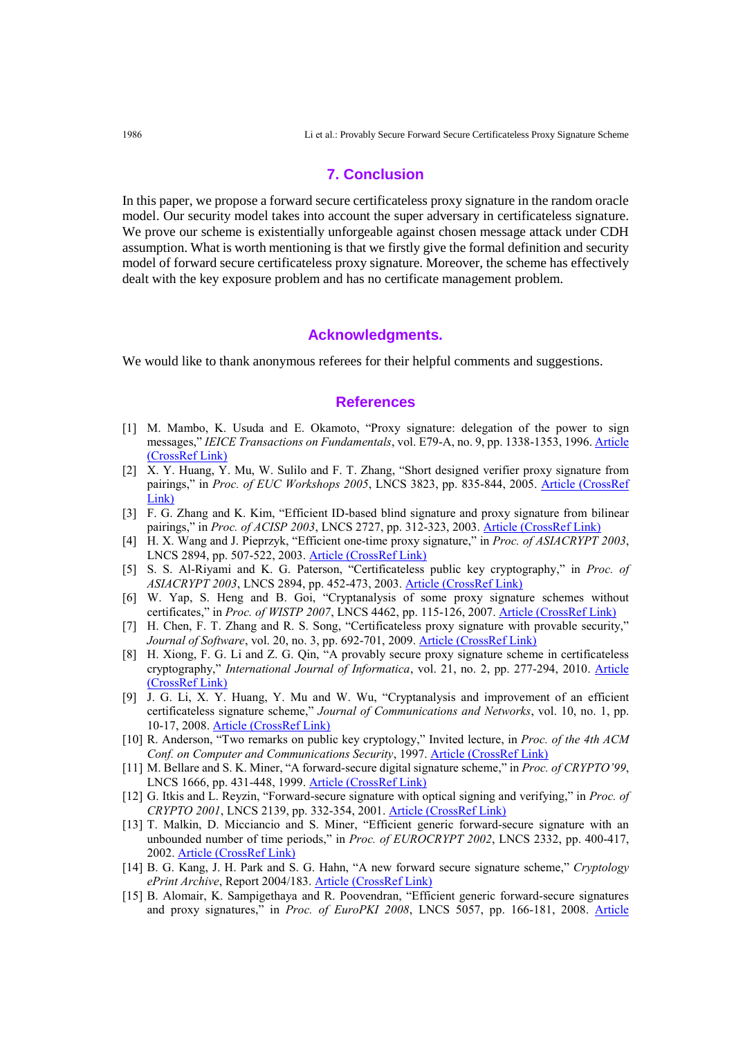## 7. Conclusion

In this paper, we propose a forward secure certificateless proxy signature in the random oracle model. Our security model takes into account the super adversary in certificateless signature. We prove our scheme is existentially unforgeable against chosen message attack under CDH assumption. What is worth mentioning is that we firstly give the formal definition and security model of forward secure certificateless proxy signature. Moreover, the scheme has effectively dealt with the key exposure problem and has no certificate management problem.

## Acknowledgments.

We would like to thank anonymous referees for their helpful comments and suggestions.

## References

[1] M. Mambo, K. Usuda and E. Okamoto, "Proxy signature: delegation of the power to sign messages," *IEICE Transactions on Fundamentals*, vol. E79-A, no. 9, pp. 1338-1353, 1996. Article (CrossRef Link)

[2] X. Y. Huang, Y. Mu, W. Sulilo and F. T. Zhang, "Short designed verifier proxy signature from pairings," in *Proc. of EUC Workshops 2005*, LNCS 3823, pp. 835-844, 2005. Article (CrossRef Link)

[3] F. G. Zhang and K. Kim, "Efficient ID-based blind signature and proxy signature from bilinear pairings," in *Proc. of ACISP 2003*, LNCS 2727, pp. 312-323, 2003. Article (CrossRef Link)

[4] H. X. Wang and J. Pieprzyk, "Efficient one-time proxy signature," in *Proc. of ASIACRYPT 2003*, LNCS 2894, pp. 507-522, 2003. Article (CrossRef Link)

[5] S. S. Al-Riyami and K. G. Paterson, "Certificateless public key cryptography," in *Proc. of ASIACRYPT 2003*, LNCS 2894, pp. 452-473, 2003. Article (CrossRef Link)

[6] W. Yap, S. Heng and B. Goi, "Cryptanalysis of some proxy signature schemes without certificates," in *Proc. of WISTP 2007*, LNCS 4462, pp. 115-126, 2007. Article (CrossRef Link)

[7] H. Chen, F. T. Zhang and R. S. Song, "Certificateless proxy signature with provable security," *Journal of Software*, vol. 20, no. 3, pp. 692-701, 2009. Article (CrossRef Link)

[8] H. Xiong, F. G. Li and Z. G. Qin, "A provably secure proxy signature scheme in certificateless cryptography," *International Journal of Informatica*, vol. 21, no. 2, pp. 277-294, 2010. Article (CrossRef Link)

[9] J. G. Li, X. Y. Huang, Y. Mu and W. Wu, "Cryptanalysis and improvement of an efficient certificateless signature scheme," *Journal of Communications and Networks*, vol. 10, no. 1, pp. 10-17, 2008. Article (CrossRef Link)

[10] R. Anderson, "Two remarks on public key cryptology," Invited lecture, in *Proc. of the 4th ACM Conf. on Computer and Communications Security*, 1997. Article (CrossRef Link)

[11] M. Bellare and S. K. Miner, "A forward-secure digital signature scheme," in *Proc. of CRYPTO'99*, LNCS 1666, pp. 431-448, 1999. Article (CrossRef Link)

[12] G. Itkis and L. Reyzin, "Forward-secure signature with optical signing and verifying," in *Proc. of CRYPTO 2001*, LNCS 2139, pp. 332-354, 2001. Article (CrossRef Link)

[13] T. Malkin, D. Micciancio and S. Miner, "Efficient generic forward-secure signature with an unbounded number of time periods," in *Proc. of EUROCRYPT 2002*, LNCS 2332, pp. 400-417, 2002. Article (CrossRef Link)

[14] B. G. Kang, J. H. Park and S. G. Hahn, "A new forward secure signature scheme," *Cryptology ePrint Archive*, Report 2004/183. Article (CrossRef Link)

[15] B. Alomair, K. Sampigethaya and R. Poovendran, "Efficient generic forward-secure signatures and proxy signatures," in *Proc. of EuroPKI 2008*, LNCS 5057, pp. 166-181, 2008. Article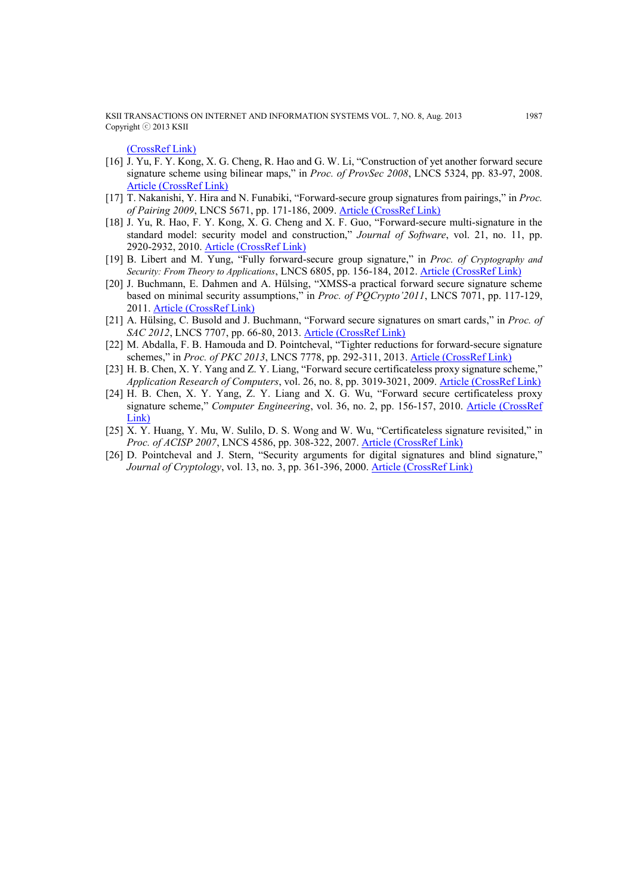(CrossRef Link)

[16] J. Yu, F. Y. Kong, X. G. Cheng, R. Hao and G. W. Li, "Construction of yet another forward secure signature scheme using bilinear maps," in *Proc. of ProvSec 2008*, LNCS 5324, pp. 83-97, 2008. Article (CrossRef Link)

[17] T. Nakanishi, Y. Hira and N. Funabiki, "Forward-secure group signatures from pairings," in *Proc. of Pairing 2009*, LNCS 5671, pp. 171-186, 2009. Article (CrossRef Link)

[18] J. Yu, R. Hao, F. Y. Kong, X. G. Cheng and X. F. Guo, "Forward-secure multi-signature in the standard model: security model and construction," *Journal of Software*, vol. 21, no. 11, pp. 2920-2932, 2010. Article (CrossRef Link)

[19] B. Libert and M. Yung, "Fully forward-secure group signature," in *Proc. of Cryptography and Security: From Theory to Applications*, LNCS 6805, pp. 156-184, 2012. Article (CrossRef Link)

[20] J. Buchmann, E. Dahmen and A. Hülsing, "XMSS-a practical forward secure signature scheme based on minimal security assumptions," in *Proc. of PQCrypto'2011*, LNCS 7071, pp. 117-129, 2011. Article (CrossRef Link)

[21] A. Hülsing, C. Busold and J. Buchmann, "Forward secure signatures on smart cards," in *Proc. of SAC 2012*, LNCS 7707, pp. 66-80, 2013. Article (CrossRef Link)

[22] M. Abdalla, F. B. Hamouda and D. Pointcheval, "Tighter reductions for forward-secure signature schemes," in *Proc. of PKC 2013*, LNCS 7778, pp. 292-311, 2013. Article (CrossRef Link)

[23] H. B. Chen, X. Y. Yang and Z. Y. Liang, "Forward secure certificateless proxy signature scheme," *Application Research of Computers*, vol. 26, no. 8, pp. 3019-3021, 2009. Article (CrossRef Link)

[24] H. B. Chen, X. Y. Yang, Z. Y. Liang and X. G. Wu, "Forward secure certificateless proxy signature scheme," *Computer Engineering*, vol. 36, no. 2, pp. 156-157, 2010. Article (CrossRef Link)

[25] X. Y. Huang, Y. Mu, W. Sulilo, D. S. Wong and W. Wu, "Certificateless signature revisited," in *Proc. of ACISP 2007*, LNCS 4586, pp. 308-322, 2007. Article (CrossRef Link)

[26] D. Pointcheval and J. Stern, "Security arguments for digital signatures and blind signature," *Journal of Cryptology*, vol. 13, no. 3, pp. 361-396, 2000. Article (CrossRef Link)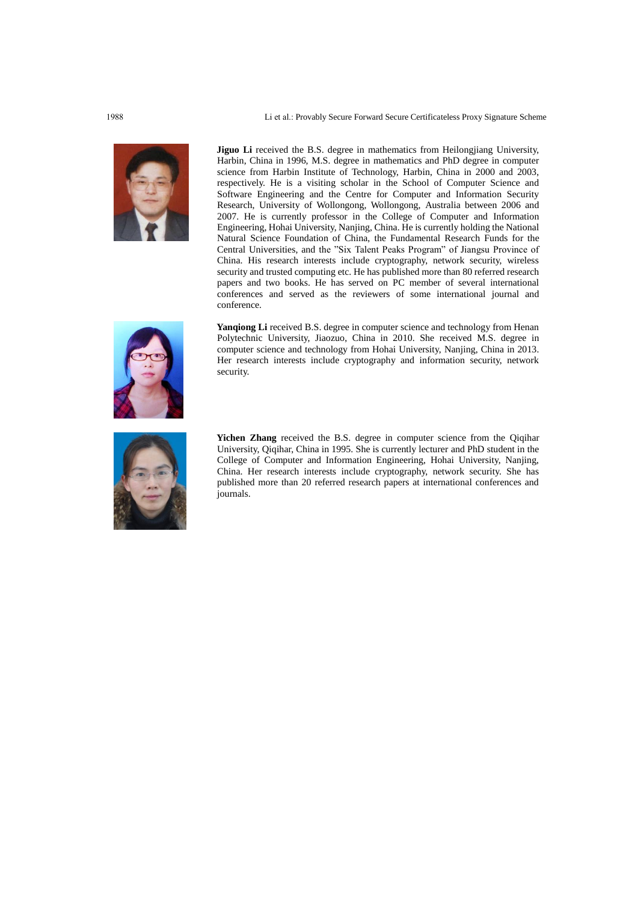**Jiguo Li** received the B.S. degree in mathematics from Heilongjiang University, Harbin, China in 1996, M.S. degree in mathematics and PhD degree in computer science from Harbin Institute of Technology, Harbin, China in 2000 and 2003, respectively. He is a visiting scholar in the School of Computer Science and Software Engineering and the Centre for Computer and Information Security Research, University of Wollongong, Wollongong, Australia between 2006 and 2007. He is currently professor in the College of Computer and Information Engineering, Hohai University, Nanjing, China. He is currently holding the National Natural Science Foundation of China, the Fundamental Research Funds for the Central Universities, and the "Six Talent Peaks Program" of Jiangsu Province of China. His research interests include cryptography, network security, wireless security and trusted computing etc. He has published more than 80 referred research papers and two books. He has served on PC member of several international conferences and served as the reviewers of some international journal and conference.

**Yanqiong Li** received B.S. degree in computer science and technology from Henan Polytechnic University, Jiaozuo, China in 2010. She received M.S. degree in computer science and technology from Hohai University, Nanjing, China in 2013. Her research interests include cryptography and information security, network security.

**Yichen Zhang** received the B.S. degree in computer science from the Qiqihar University, Qiqihar, China in 1995. She is currently lecturer and PhD student in the College of Computer and Information Engineering, Hohai University, Nanjing, China. Her research interests include cryptography, network security. She has published more than 20 referred research papers at international conferences and journals.